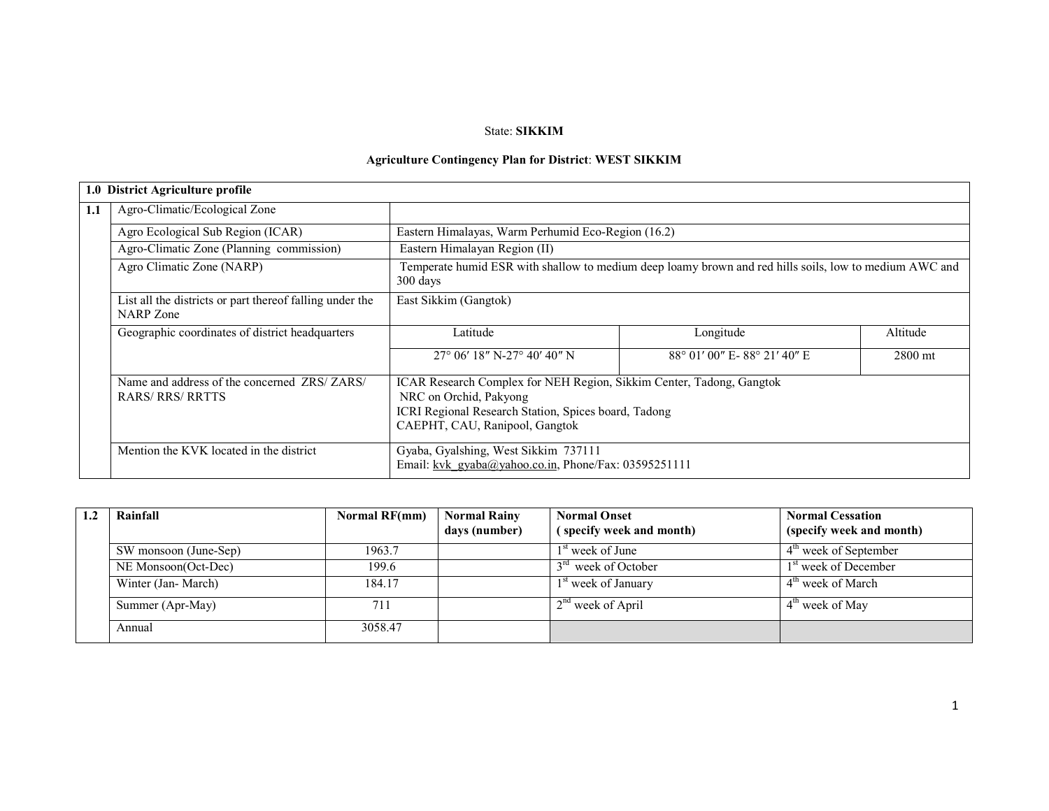State: **SIKKIM**

**Agriculture Contingency Plan for District**: **WEST SIKKIM**

| **1.0 District Agriculture profile** | | | | |
|---|---|---|---|---|
| **1.1** | Agro-Climatic/Ecological Zone | | | |
| | Agro Ecological Sub Region (ICAR) | Eastern Himalayas, Warm Perhumid Eco-Region (16.2) | | |
| | Agro-Climatic Zone (Planning commission) | Eastern Himalayan Region (II) | | |
| | Agro Climatic Zone (NARP) | Temperate humid ESR with shallow to medium deep loamy brown and red hills soils, low to medium AWC and 300 days | | |
| | List all the districts or part thereof falling under the NARP Zone | East Sikkim (Gangtok) | | |
| | Geographic coordinates of district headquarters | Latitude | Longitude | Altitude |
| | | 27° 06′ 18″ N-27° 40′ 40″ N | 88° 01′ 00″ E- 88° 21′ 40″ E | 2800 mt |
| | Name and address of the concerned ZRS/ ZARS/ RARS/ RRS/ RRTTS | ICAR Research Complex for NEH Region, Sikkim Center, Tadong, Gangtok<br>NRC on Orchid, Pakyong<br>ICRI Regional Research Station, Spices board, Tadong<br>CAEPHT, CAU, Ranipool, Gangtok | | |
| | Mention the KVK located in the district | Gyaba, Gyalshing, West Sikkim 737111<br>Email: kvk_gyaba@yahoo.co.in, Phone/Fax: 03595251111 | | |

| **1.2** | **Rainfall** | **Normal RF(mm)** | **Normal Rainy days (number)** | **Normal Onset ( specify week and month)** | **Normal Cessation (specify week and month)** |
|---|---|---|---|---|---|
| | SW monsoon (June-Sep) | 1963.7 | | 1st week of June | 4th week of September |
| | NE Monsoon(Oct-Dec) | 199.6 | | 3rd week of October | 1st week of December |
| | Winter (Jan- March) | 184.17 | | 1st week of January | 4th week of March |
| | Summer (Apr-May) | 711 | | 2nd week of April | 4th week of May |
| | Annual | 3058.47 | | | |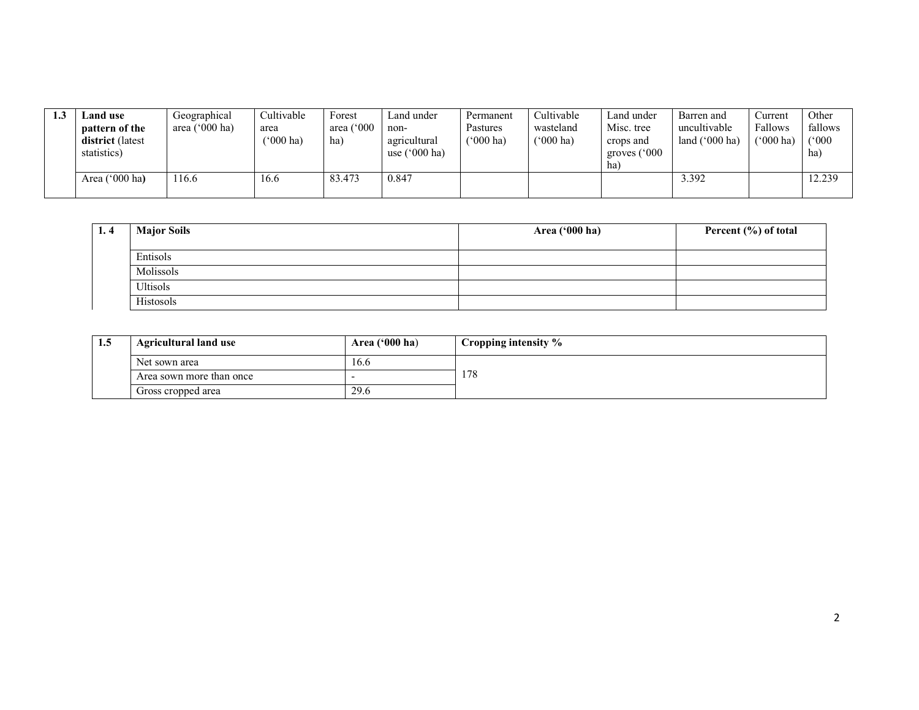| 1.3 | **Land use pattern of the district** (latest statistics) | Geographical area ('000 ha) | Cultivable area ('000 ha) | Forest area ('000 ha) | Land under non-agricultural use ('000 ha) | Permanent Pastures ('000 ha) | Cultivable wasteland ('000 ha) | Land under Misc. tree crops and groves ('000 ha) | Barren and uncultivable land ('000 ha) | Current Fallows ('000 ha) | Other fallows ('000 ha) |
|---|---|---|---|---|---|---|---|---|---|---|---|
| | Area ('000 ha**)** | 116.6 | 16.6 | 83.473 | 0.847 | | | | 3.392 | | 12.239 |

| 1. 4 | **Major Soils** | **Area ('000 ha)** | **Percent (%) of total** |
|---|---|---|---|
| | Entisols | | |
| | Molissols | | |
| | Ultisols | | |
| | Histosols | | |

| 1.5 | **Agricultural land use** | **Area ('000 ha**) | **Cropping intensity %** |
|---|---|---|---|
| | Net sown area | 16.6 | 178 |
| | Area sown more than once | - | |
| | Gross cropped area | 29.6 | |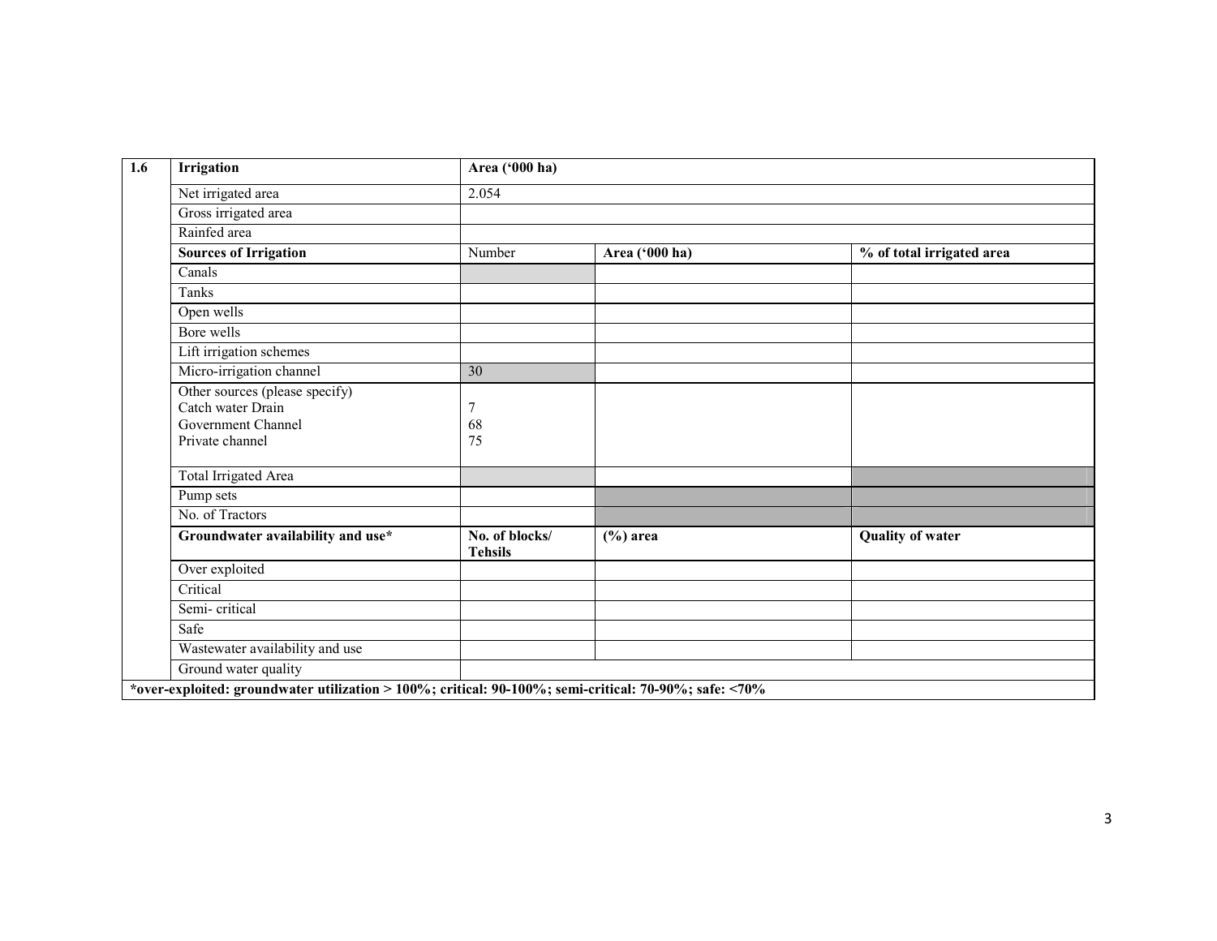| 1.6 | Irrigation | Area ('000 ha) | | |
|---|---|---|---|---|
| | Net irrigated area | 2.054 | | |
| | Gross irrigated area | | | |
| | Rainfed area | | | |
| | **Sources of Irrigation** | Number | **Area ('000 ha)** | **% of total irrigated area** |
| | Canals | | | |
| | Tanks | | | |
| | Open wells | | | |
| | Bore wells | | | |
| | Lift irrigation schemes | | | |
| | Micro-irrigation channel | 30 | | |
| | Other sources (please specify)<br>Catch water Drain<br>Government Channel<br>Private channel | <br>7<br>68<br>75 | | |
| | Total Irrigated Area | | | |
| | Pump sets | | | |
| | No. of Tractors | | | |
| | **Groundwater availability and use*** | **No. of blocks/ Tehsils** | **(%) area** | **Quality of water** |
| | Over exploited | | | |
| | Critical | | | |
| | Semi- critical | | | |
| | Safe | | | |
| | Wastewater availability and use | | | |
| | Ground water quality | | | |

***over-exploited: groundwater utilization > 100%; critical: 90-100%; semi-critical: 70-90%; safe: <70%**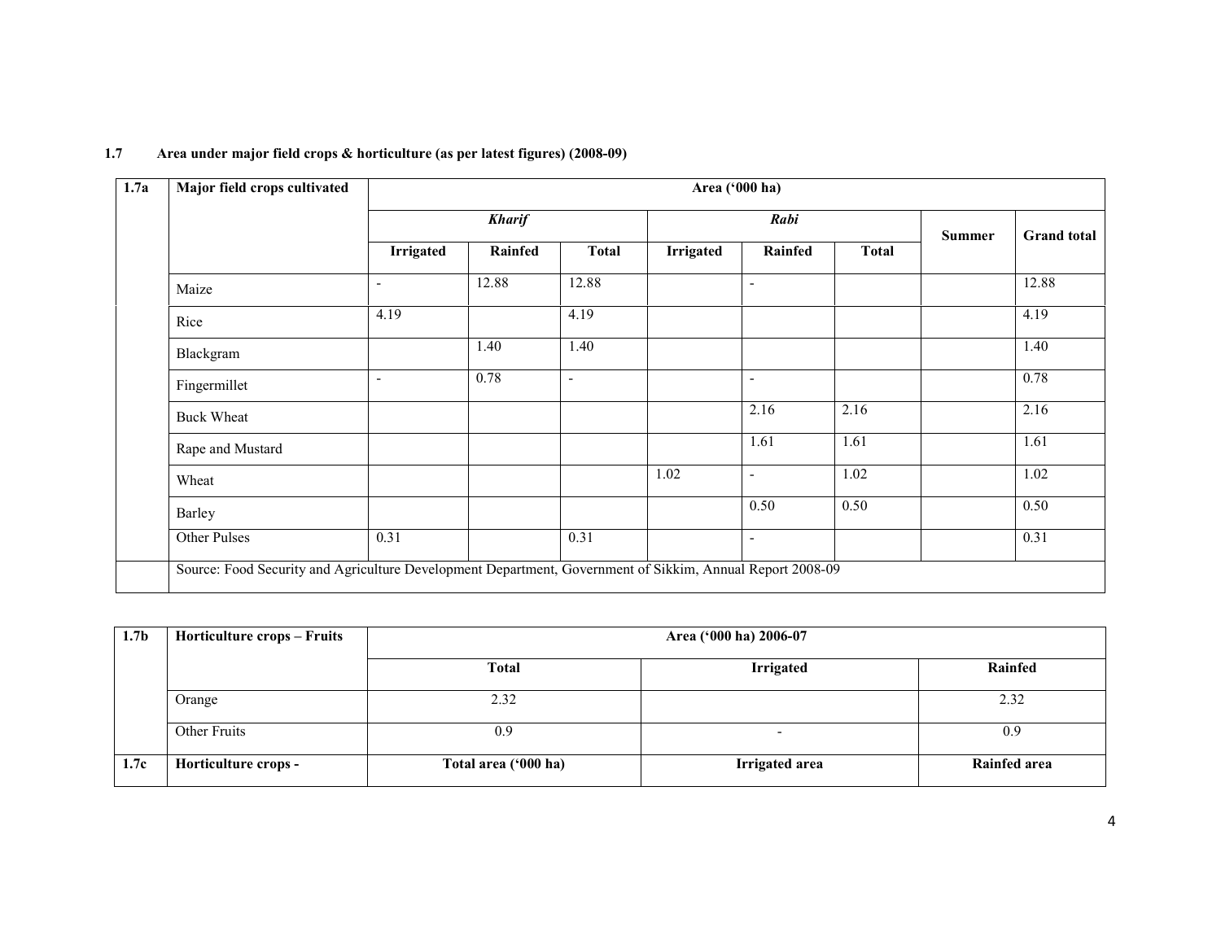**1.7 Area under major field crops & horticulture (as per latest figures) (2008-09)**

| 1.7a | Major field crops cultivated | Area ('000 ha) | | | | | | | |
|---|---|---|---|---|---|---|---|---|---|
| | | *Kharif* | | | *Rabi* | | | Summer | Grand total |
| | | Irrigated | Rainfed | Total | Irrigated | Rainfed | Total | | |
| | Maize | - | 12.88 | 12.88 | | - | | | 12.88 |
| | Rice | 4.19 | | 4.19 | | | | | 4.19 |
| | Blackgram | | 1.40 | 1.40 | | | | | 1.40 |
| | Fingermillet | - | 0.78 | - | | - | | | 0.78 |
| | Buck Wheat | | | | | 2.16 | 2.16 | | 2.16 |
| | Rape and Mustard | | | | | 1.61 | 1.61 | | 1.61 |
| | Wheat | | | | 1.02 | - | 1.02 | | 1.02 |
| | Barley | | | | | 0.50 | 0.50 | | 0.50 |
| | Other Pulses | 0.31 | | 0.31 | | - | | | 0.31 |
| | Source: Food Security and Agriculture Development Department, Government of Sikkim, Annual Report 2008-09 | | | | | | | | |

| 1.7b | Horticulture crops – Fruits | Area ('000 ha) 2006-07 | | |
|---|---|---|---|---|
| | | Total | Irrigated | Rainfed |
| | Orange | 2.32 | | 2.32 |
| | Other Fruits | 0.9 | - | 0.9 |
| **1.7c** | **Horticulture crops -** | **Total area ('000 ha)** | **Irrigated area** | **Rainfed area** |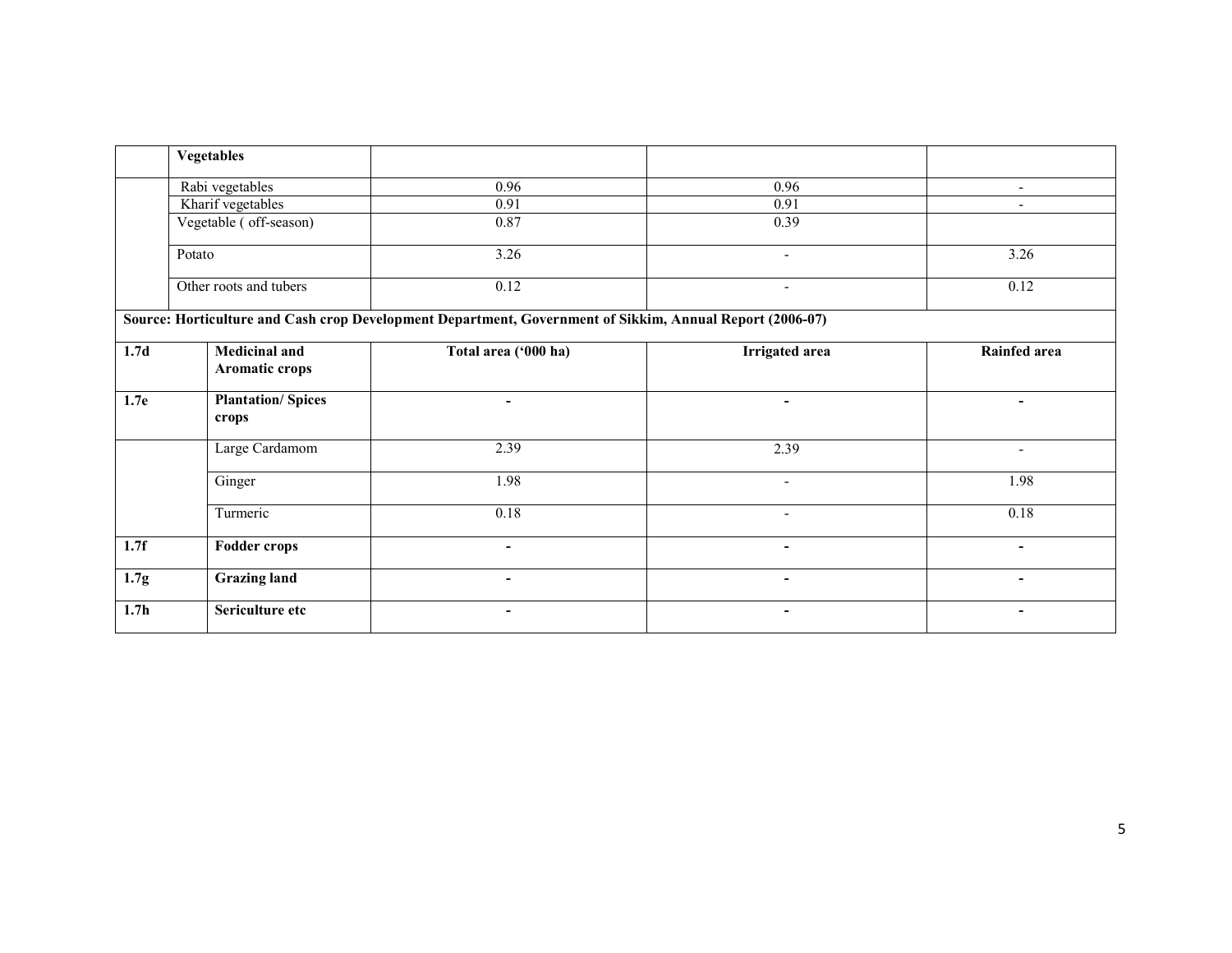|  | **Vegetables** |  |  |  |
|---|---|---|---|---|
|  | Rabi vegetables | 0.96 | 0.96 | - |
|  | Kharif vegetables | 0.91 | 0.91 | - |
|  | Vegetable ( off-season) | 0.87 | 0.39 |  |
|  | Potato | 3.26 | - | 3.26 |
|  | Other roots and tubers | 0.12 | - | 0.12 |
| **Source: Horticulture and Cash crop Development Department, Government of Sikkim, Annual Report (2006-07)** |  |  |  |  |
| **1.7d** | **Medicinal and Aromatic crops** | **Total area ('000 ha)** | **Irrigated area** | **Rainfed area** |
| **1.7e** | **Plantation/ Spices crops** | **-** | **-** | **-** |
|  | Large Cardamom | 2.39 | 2.39 | - |
|  | Ginger | 1.98 | - | 1.98 |
|  | Turmeric | 0.18 | - | 0.18 |
| **1.7f** | **Fodder crops** | **-** | **-** | **-** |
| **1.7g** | **Grazing land** | **-** | **-** | **-** |
| **1.7h** | **Sericulture etc** | **-** | **-** | **-** |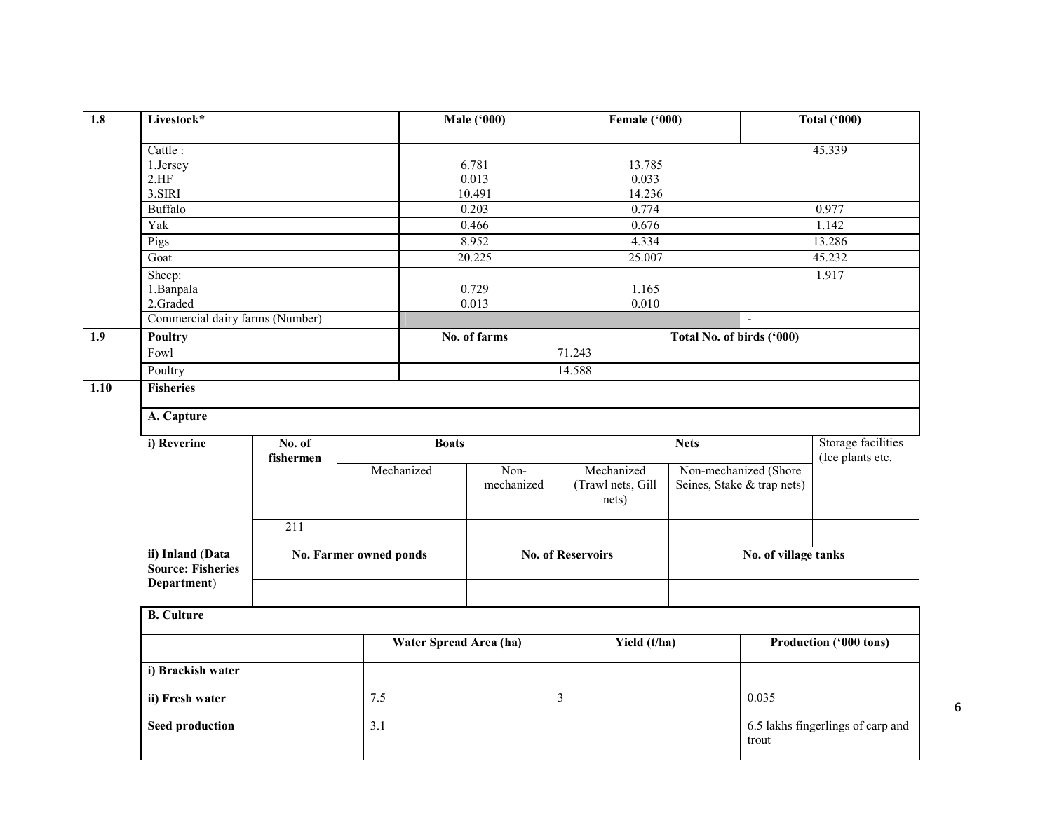| 1.8 | Livestock* | Male ('000) | Female ('000) | Total ('000) |
|---|---|---|---|---|
| | Cattle :<br>1.Jersey<br>2.HF<br>3.SIRI | <br>6.781<br>0.013<br>10.491 | <br>13.785<br>0.033<br>14.236 | 45.339 |
| | Buffalo | 0.203 | 0.774 | 0.977 |
| | Yak | 0.466 | 0.676 | 1.142 |
| | Pigs | 8.952 | 4.334 | 13.286 |
| | Goat | 20.225 | 25.007 | 45.232 |
| | Sheep:<br>1.Banpala<br>2.Graded | <br>0.729<br>0.013 | <br>1.165<br>0.010 | 1.917 |
| | Commercial dairy farms (Number) | | | - |

| 1.9 | Poultry | No. of farms | Total No. of birds ('000) |
|---|---|---|---|
| | Fowl | | 71.243 |
| | Poultry | | 14.588 |

**1.10 Fisheries**

**A. Capture**

| i) Reverine | No. of fishermen | Boats | | Nets | | Storage facilities (Ice plants etc. |
|---|---|---|---|---|---|---|
| | | Mechanized | Non-mechanized | Mechanized (Trawl nets, Gill nets) | Non-mechanized (Shore Seines, Stake & trap nets) | |
| | 211 | | | | | |

| ii) Inland (Data Source: Fisheries Department) | No. Farmer owned ponds | No. of Reservoirs | No. of village tanks |
|---|---|---|---|
| | | | |

**B. Culture**

| | Water Spread Area (ha) | Yield (t/ha) | Production ('000 tons) |
|---|---|---|---|
| i) Brackish water | | | |
| ii) Fresh water | 7.5 | 3 | 0.035 |
| Seed production | 3.1 | | 6.5 lakhs fingerlings of carp and trout |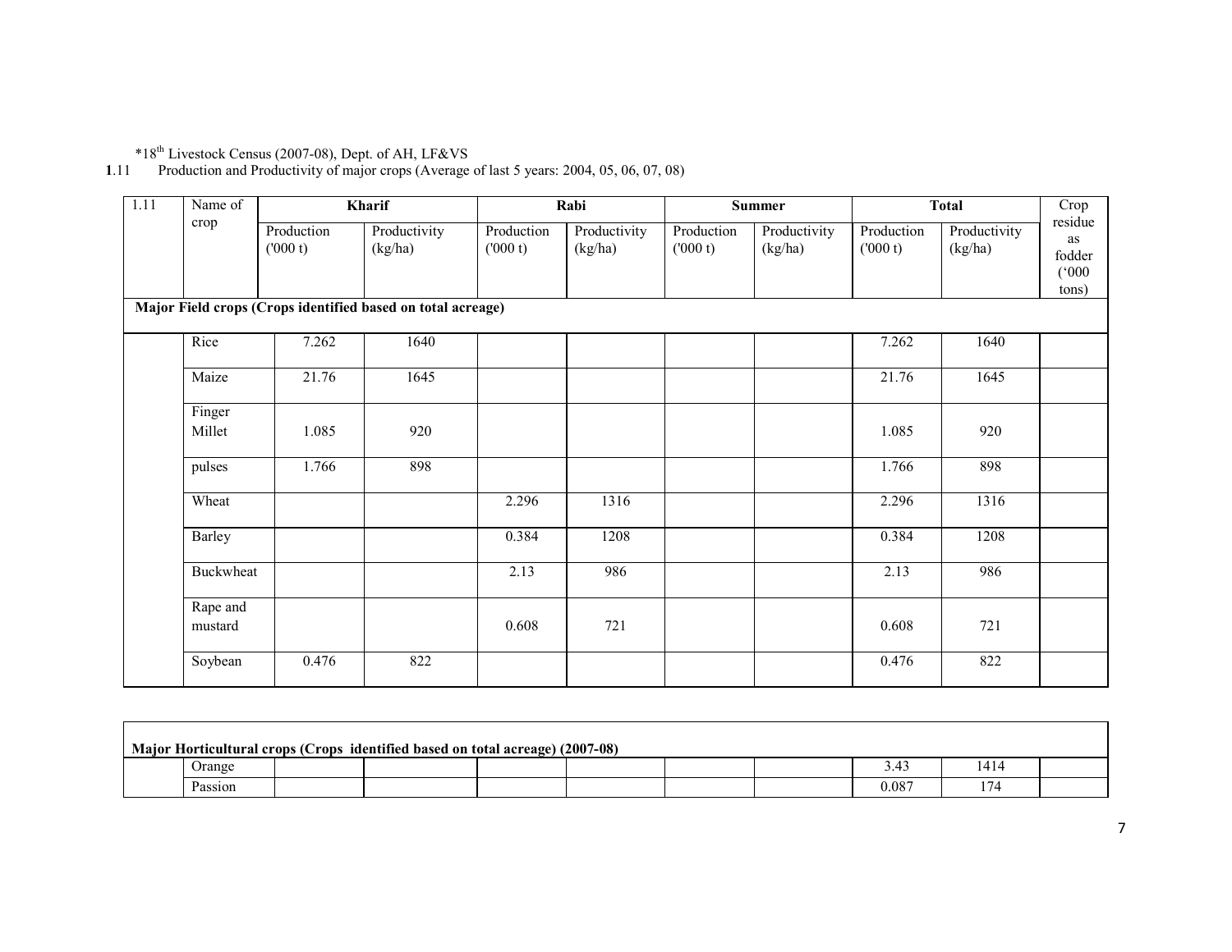*18th Livestock Census (2007-08), Dept. of AH, LF&VS

**1**.11 Production and Productivity of major crops (Average of last 5 years: 2004, 05, 06, 07, 08)

| 1.11 | Name of crop | Kharif | | Rabi | | Summer | | Total | | Crop residue as fodder ('000 tons) |
|---|---|---|---|---|---|---|---|---|---|---|
| | | Production ('000 t) | Productivity (kg/ha) | Production ('000 t) | Productivity (kg/ha) | Production ('000 t) | Productivity (kg/ha) | Production ('000 t) | Productivity (kg/ha) | |
| **Major Field crops (Crops identified based on total acreage)** | | | | | | | | | | |
| | Rice | 7.262 | 1640 | | | | | 7.262 | 1640 | |
| | Maize | 21.76 | 1645 | | | | | 21.76 | 1645 | |
| | Finger Millet | 1.085 | 920 | | | | | 1.085 | 920 | |
| | pulses | 1.766 | 898 | | | | | 1.766 | 898 | |
| | Wheat | | | 2.296 | 1316 | | | 2.296 | 1316 | |
| | Barley | | | 0.384 | 1208 | | | 0.384 | 1208 | |
| | Buckwheat | | | 2.13 | 986 | | | 2.13 | 986 | |
| | Rape and mustard | | | 0.608 | 721 | | | 0.608 | 721 | |
| | Soybean | 0.476 | 822 | | | | | 0.476 | 822 | |
| **Major Horticultural crops (Crops identified based on total acreage) (2007-08)** | | | | | | | | | | |
| | Orange | | | | | | | 3.43 | 1414 | |
| | Passion | | | | | | | 0.087 | 174 | |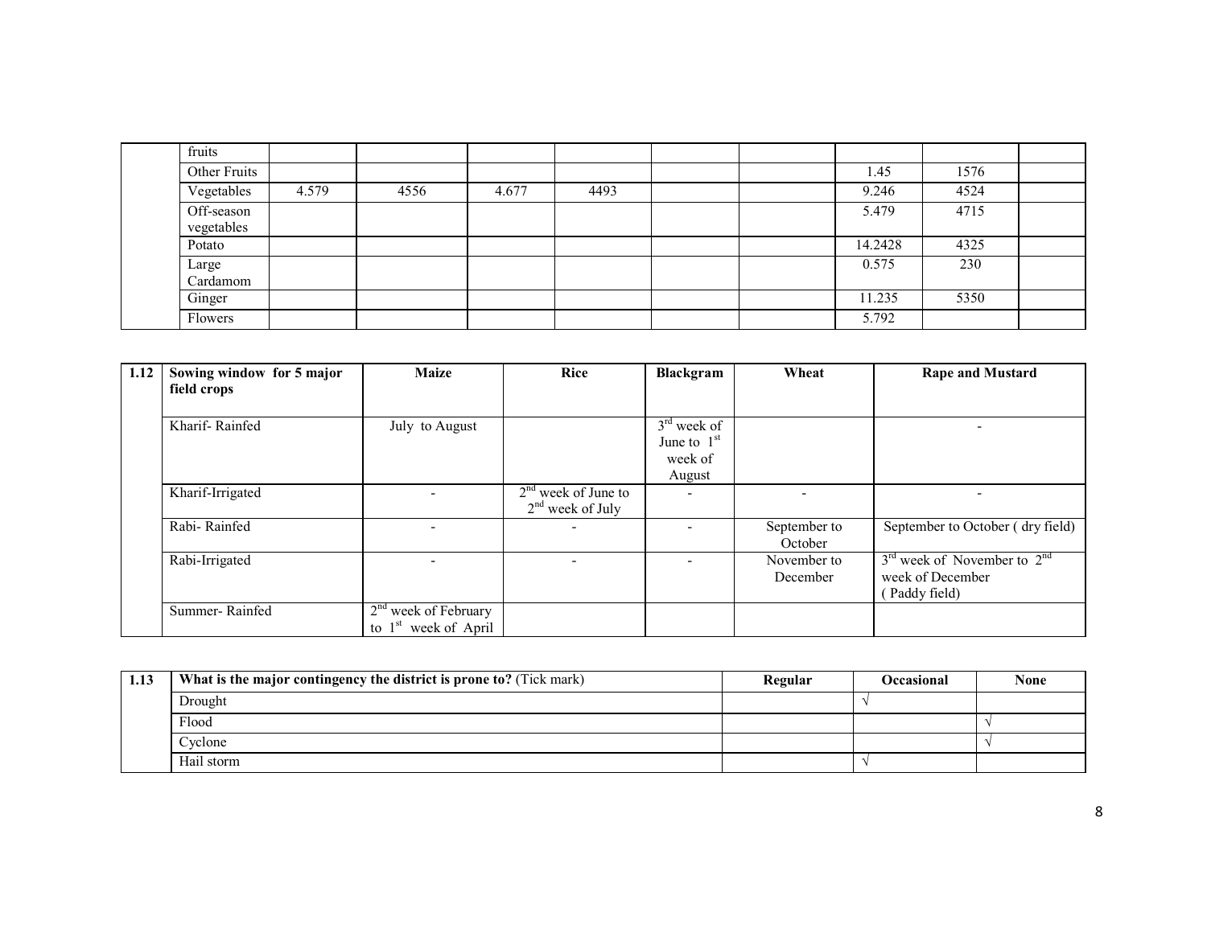|  | fruits |  |  |  |  |  |  |  |  |  |
|---|---|---|---|---|---|---|---|---|---|---|
|  | Other Fruits |  |  |  |  |  |  | 1.45 | 1576 |  |
|  | Vegetables | 4.579 | 4556 | 4.677 | 4493 |  |  | 9.246 | 4524 |  |
|  | Off-season vegetables |  |  |  |  |  |  | 5.479 | 4715 |  |
|  | Potato |  |  |  |  |  |  | 14.2428 | 4325 |  |
|  | Large Cardamom |  |  |  |  |  |  | 0.575 | 230 |  |
|  | Ginger |  |  |  |  |  |  | 11.235 | 5350 |  |
|  | Flowers |  |  |  |  |  |  | 5.792 |  |  |

| 1.12 | Sowing window for 5 major field crops | Maize | Rice | Blackgram | Wheat | Rape and Mustard |
|---|---|---|---|---|---|---|
|  | Kharif- Rainfed | July to August |  | 3rd week of June to 1st week of August |  | - |
|  | Kharif-Irrigated | - | 2nd week of June to 2nd week of July | - | - | - |
|  | Rabi- Rainfed | - | - | - | September to October | September to October ( dry field) |
|  | Rabi-Irrigated | - | - | - | November to December | 3rd week of November to 2nd week of December ( Paddy field) |
|  | Summer- Rainfed | 2nd week of February to 1st week of April |  |  |  |  |

| 1.13 | What is the major contingency the district is prone to? (Tick mark) | Regular | Occasional | None |
|---|---|---|---|---|
|  | Drought |  | √ |  |
|  | Flood |  |  | √ |
|  | Cyclone |  |  | √ |
|  | Hail storm |  | √ |  |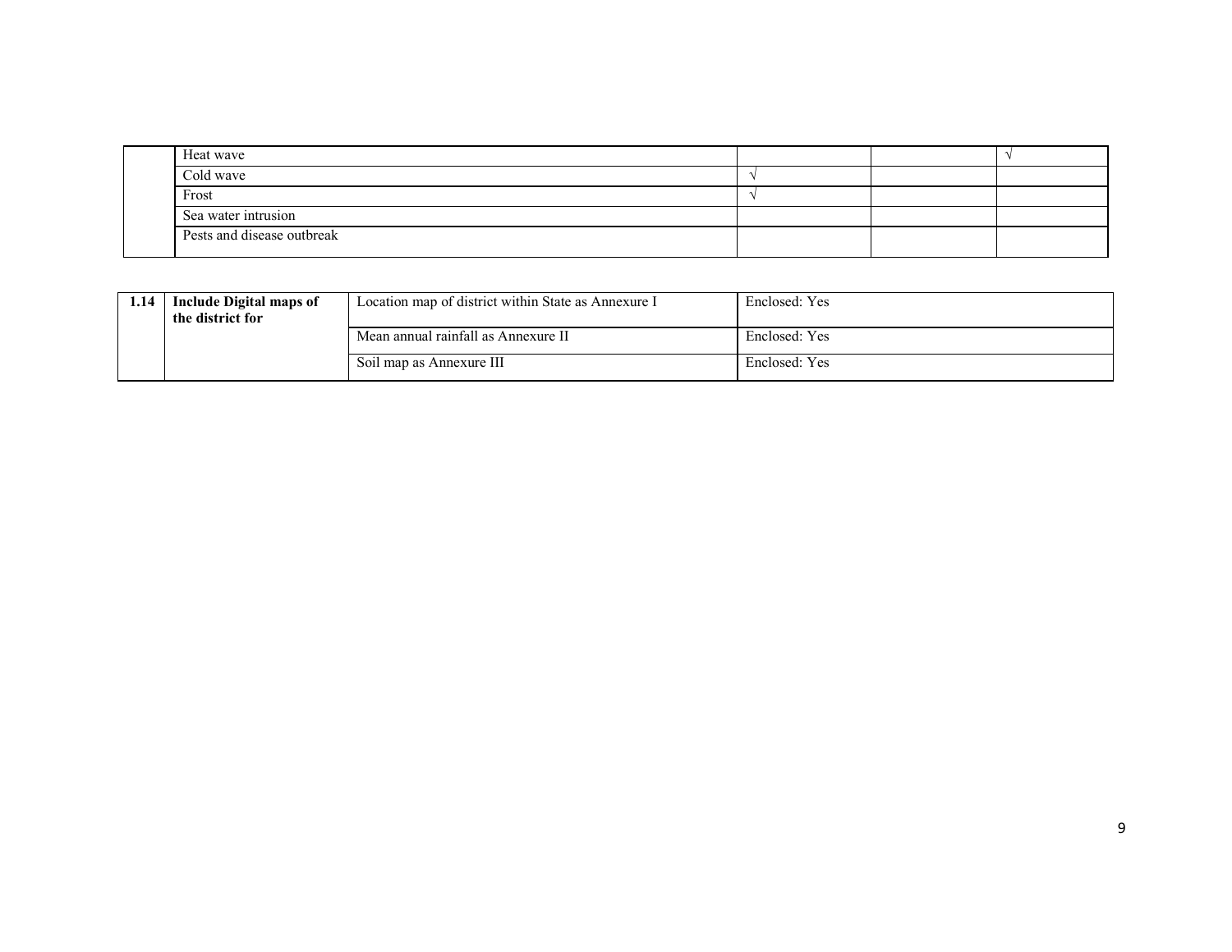| | | | | |
|---|---|---|---|---|
| | Heat wave | | | √ |
| | Cold wave | √ | | |
| | Frost | √ | | |
| | Sea water intrusion | | | |
| | Pests and disease outbreak | | | |

| | | | |
|---|---|---|---|
| **1.14** | **Include Digital maps of the district for** | Location map of district within State as Annexure I | Enclosed: Yes |
| | | Mean annual rainfall as Annexure II | Enclosed: Yes |
| | | Soil map as Annexure III | Enclosed: Yes |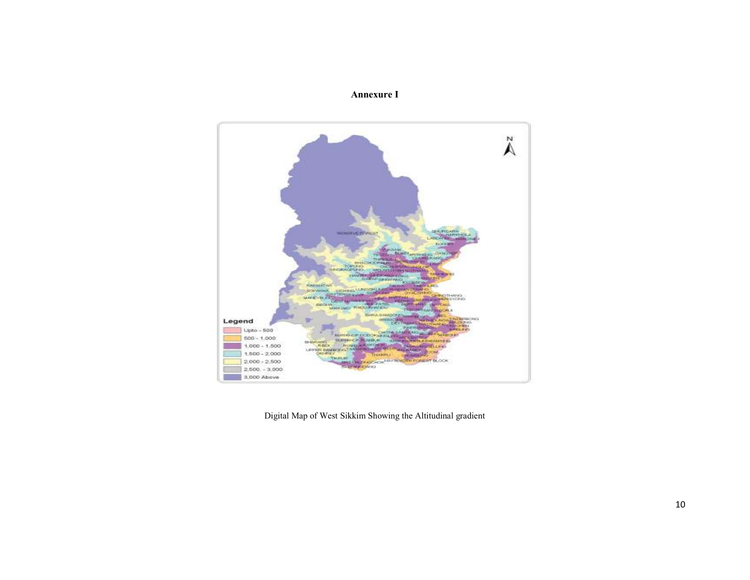**Annexure I**

Digital Map of West Sikkim Showing the Altitudinal gradient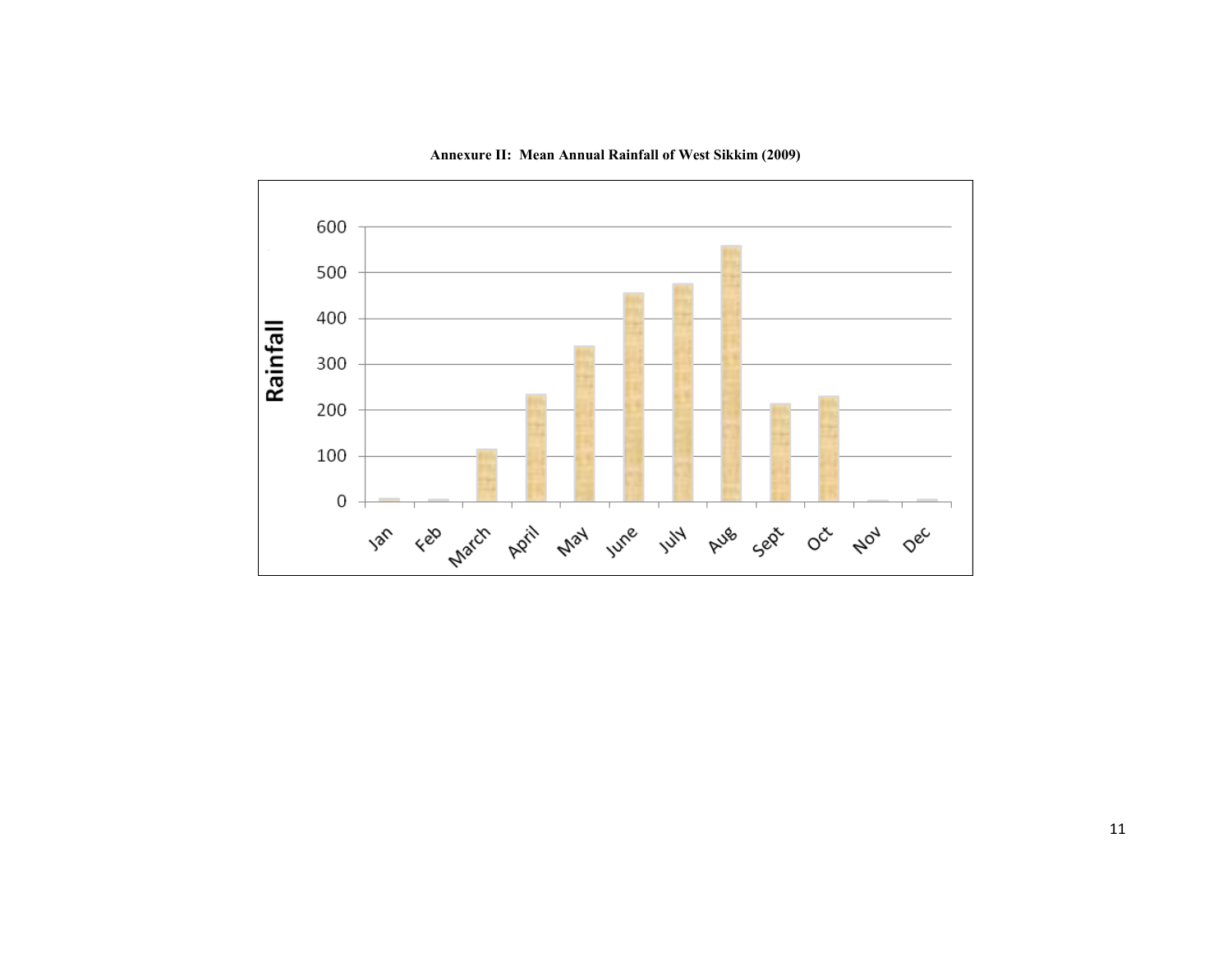**Annexure II: Mean Annual Rainfall of West Sikkim (2009)**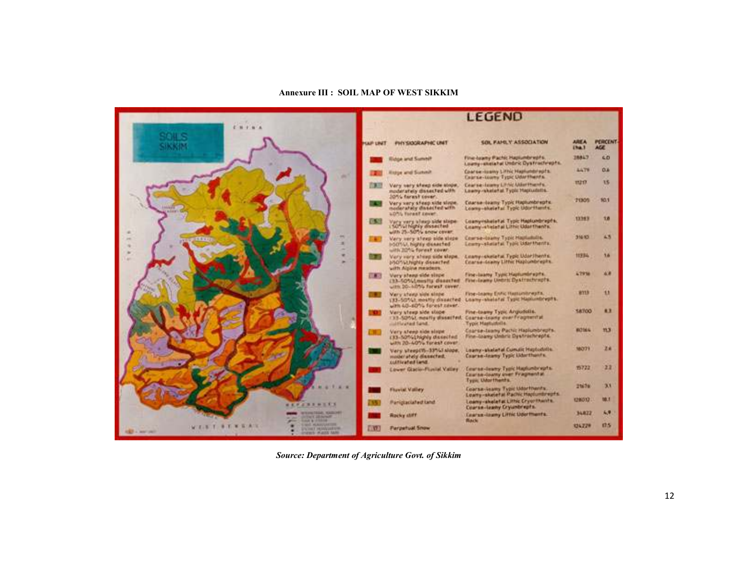**Annexure III : SOIL MAP OF WEST SIKKIM**

**LEGEND**

| MAP UNIT | PHYSIOGRAPHIC UNIT | SOIL FAMILY ASSOCIATION | AREA (ha.) | PERCENT-AGE |
|---|---|---|---|---|
| 1 | Ridge and Summit | Fine-loamy Pachic Haplumbrepts. Loamy-skeletal Umbric Dystrochrepts. | 28847 | 4.0 |
| 2 | Ridge and Summit | Coarse-loamy Lithic Haplumbrepts. Coarse-loamy Typic Udorthents. | 4479 | 0.6 |
| 3 | Very very steep side slope, moderately dissected with 20% forest cover. | Coarse-loamy Lithic Udorthents. Loamy-skeletal Typic Hapludolls. | 11217 | 1.5 |
| 4 | Very very steep side slope, moderately dissected with 40% forest cover. | Coarse-loamy Typic Haplumbrepts. Loamy-skeletal Typic Udorthents. | 71305 | 10.1 |
| 5 | Very very steep side slope (50%) highly dissected with 25-50% snow cover. | Loamy-skeletal Typic Haplumbrepts. Loamy-skeletal Lithic Udorthents. | 13383 | 1.8 |
| 6 | Very very steep side slope (>50%), highly dissected with 20% forest cover. | Coarse-loamy Typic Hapludolls. Loamy-skeletal Typic Udorthents. | 31610 | 4.5 |
| 7 | Very very steep side slope, (>50%) highly dissected with Alpine meadows. | Loamy-skeletal Typic Udorthents. Coarse-loamy Lithic Haplumbrepts. | 11334 | 1.6 |
| 8 | Very steep side slope (33-50%) mostly dissected with 20-40% forest cover. | Fine-loamy Typic Haplumbrepts. Fine-loamy Umbric Dystrochrepts. | 47916 | 6.8 |
| 9 | Very steep side slope (33-50%), mostly dissected with 40-60% forest cover. | Fine-loamy Entic Haplumbrepts. Loamy-skeletal Typic Haplumbrepts. | 8113 | 1.1 |
| 10 | Very steep side slope (33-50%), mostly dissected, cultivated land. | Fine-loamy Typic Argiudolls. Coarse-loamy over Fragmental Typic Hapludolls. | 58700 | 8.3 |
| 11 | Very steep side slope (33-50%) highly dissected with 20-40% forest cover | Coarse-loamy Pachic Haplumbrepts. Fine-loamy Umbric Dystrochrepts. | 80164 | 11.3 |
| 12 | Very steep (15-33%) slope, moderately dissected, cultivated land. | Loamy-skeletal Cumulic Hapludolls. Coarse-loamy Typic Udorthents. | 16071 | 2.4 |
| 13 | Lower Glacio-Fluvial Valley | Coarse-loamy Typic Haplumbrepts. Coarse-loamy over Fragmental Typic Udorthents. | 15722 | 2.2 |
| 14 | Fluvial Valley | Coarse-loamy Typic Udorthents. Loamy-skeletal Pachic Haplumbrepts. | 21676 | 3.1 |
| 15 | Periglaciated land | Loamy-skeletal Lithic Cryorthents. Coarse-loamy Cryumbrepts. | 128012 | 18.1 |
| 16 | Rocky cliff | Coarse-loamy Lithic Udorthents. Rock | 34822 | 4.9 |
| 17 | Perpetual Snow | | 124229 | 17.5 |

***Source: Department of Agriculture Govt. of Sikkim***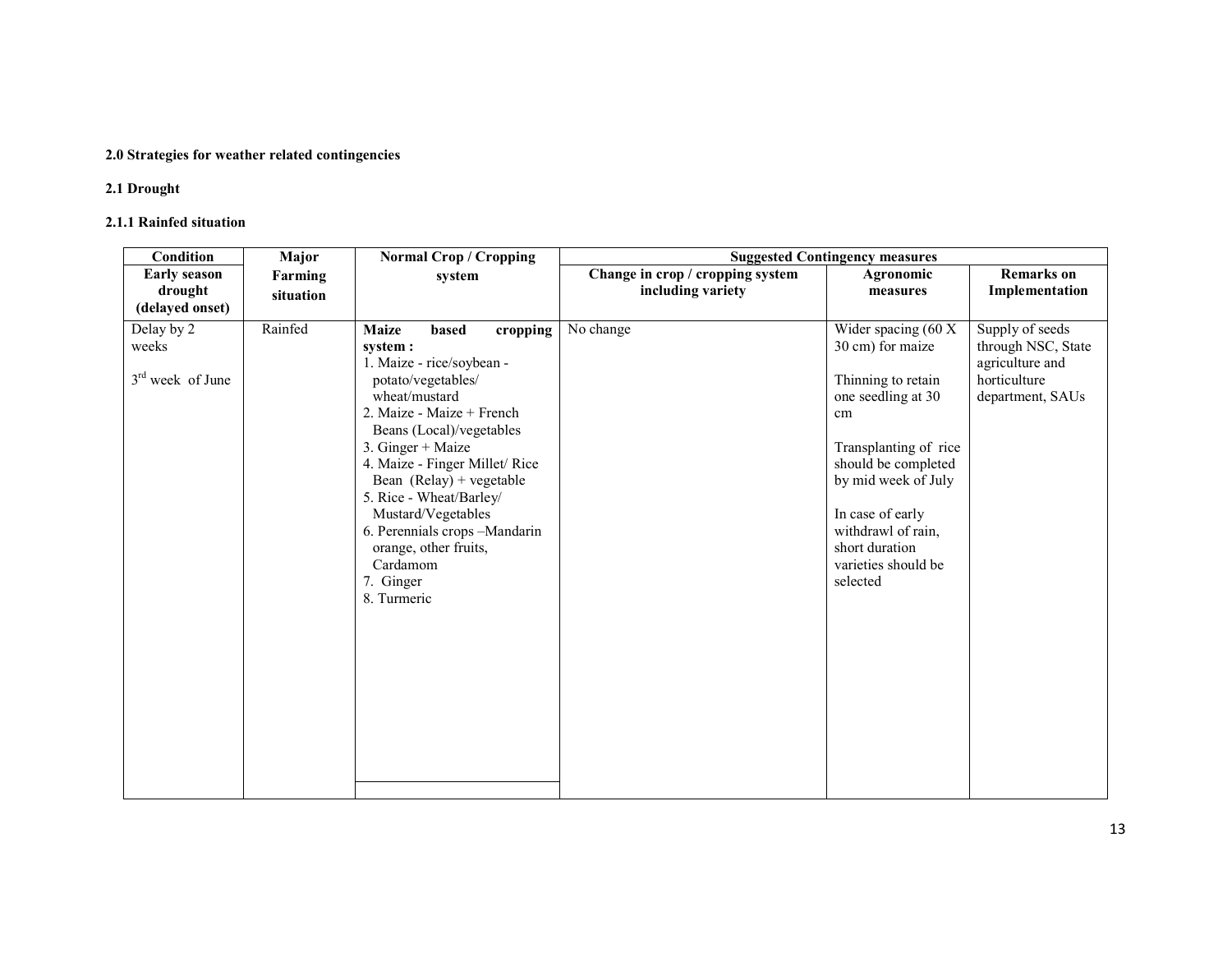**2.0 Strategies for weather related contingencies**

**2.1 Drought**

**2.1.1 Rainfed situation**

| Condition | Major Farming situation | Normal Crop / Cropping system | Suggested Contingency measures | | |
|---|---|---|---|---|---|
| **Early season drought (delayed onset)** | | | **Change in crop / cropping system including variety** | **Agronomic measures** | **Remarks on Implementation** |
| Delay by 2 weeks<br><br>3rd week of June | Rainfed | **Maize based cropping system :**<br>1. Maize - rice/soybean - potato/vegetables/ wheat/mustard<br>2. Maize - Maize + French Beans (Local)/vegetables<br>3. Ginger + Maize<br>4. Maize - Finger Millet/ Rice Bean (Relay) + vegetable<br>5. Rice - Wheat/Barley/ Mustard/Vegetables<br>6. Perennials crops –Mandarin orange, other fruits, Cardamom<br>7. Ginger<br>8. Turmeric | No change | Wider spacing (60 X 30 cm) for maize<br><br>Thinning to retain one seedling at 30 cm<br><br>Transplanting of rice should be completed by mid week of July<br><br>In case of early withdrawl of rain, short duration varieties should be selected | Supply of seeds through NSC, State agriculture and horticulture department, SAUs |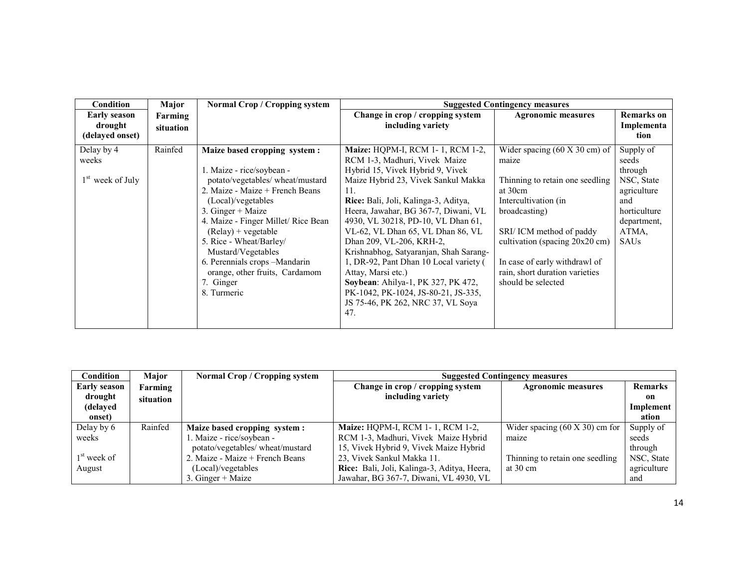| Condition | Major Farming situation | Normal Crop / Cropping system | Suggested Contingency measures | | |
|---|---|---|---|---|---|
| **Early season drought (delayed onset)** | | | **Change in crop / cropping system including variety** | **Agronomic measures** | **Remarks on Implementation** |
| Delay by 4 weeks<br><br>1st week of July | Rainfed | **Maize based cropping system :**<br><br>1. Maize - rice/soybean - potato/vegetables/ wheat/mustard<br>2. Maize - Maize + French Beans (Local)/vegetables<br>3. Ginger + Maize<br>4. Maize - Finger Millet/ Rice Bean (Relay) + vegetable<br>5. Rice - Wheat/Barley/ Mustard/Vegetables<br>6. Perennials crops –Mandarin orange, other fruits, Cardamom<br>7. Ginger<br>8. Turmeric | **Maize:** HQPM-I, RCM 1- 1, RCM 1-2, RCM 1-3, Madhuri, Vivek Maize Hybrid 15, Vivek Hybrid 9, Vivek Maize Hybrid 23, Vivek Sankul Makka 11.<br>**Rice:** Bali, Joli, Kalinga-3, Aditya, Heera, Jawahar, BG 367-7, Diwani, VL 4930, VL 30218, PD-10, VL Dhan 61, VL-62, VL Dhan 65, VL Dhan 86, VL Dhan 209, VL-206, KRH-2, Krishnabhog, Satyaranjan, Shah Sarang-1, DR-92, Pant Dhan 10 Local variety ( Attay, Marsi etc.)<br>**Soybean**: Ahilya-1, PK 327, PK 472, PK-1042, PK-1024, JS-80-21, JS-335, JS 75-46, PK 262, NRC 37, VL Soya 47. | Wider spacing (60 X 30 cm) of maize<br><br>Thinning to retain one seedling at 30cm<br>Intercultivation (in broadcasting)<br><br>SRI/ ICM method of paddy cultivation (spacing 20x20 cm)<br><br>In case of early withdrawl of rain, short duration varieties should be selected | Supply of seeds through NSC, State agriculture and horticulture department, ATMA, SAUs |

| Condition | Major Farming situation | Normal Crop / Cropping system | Suggested Contingency measures | | |
|---|---|---|---|---|---|
| **Early season drought (delayed onset)** | | | **Change in crop / cropping system including variety** | **Agronomic measures** | **Remarks on Implementation** |
| Delay by 6 weeks<br><br>1st week of August | Rainfed | **Maize based cropping system :**<br>1. Maize - rice/soybean - potato/vegetables/ wheat/mustard<br>2. Maize - Maize + French Beans (Local)/vegetables<br>3. Ginger + Maize | **Maize:** HQPM-I, RCM 1- 1, RCM 1-2, RCM 1-3, Madhuri, Vivek Maize Hybrid 15, Vivek Hybrid 9, Vivek Maize Hybrid 23, Vivek Sankul Makka 11.<br>**Rice:** Bali, Joli, Kalinga-3, Aditya, Heera, Jawahar, BG 367-7, Diwani, VL 4930, VL | Wider spacing (60 X 30) cm for maize<br><br>Thinning to retain one seedling at 30 cm | Supply of seeds through NSC, State agriculture and |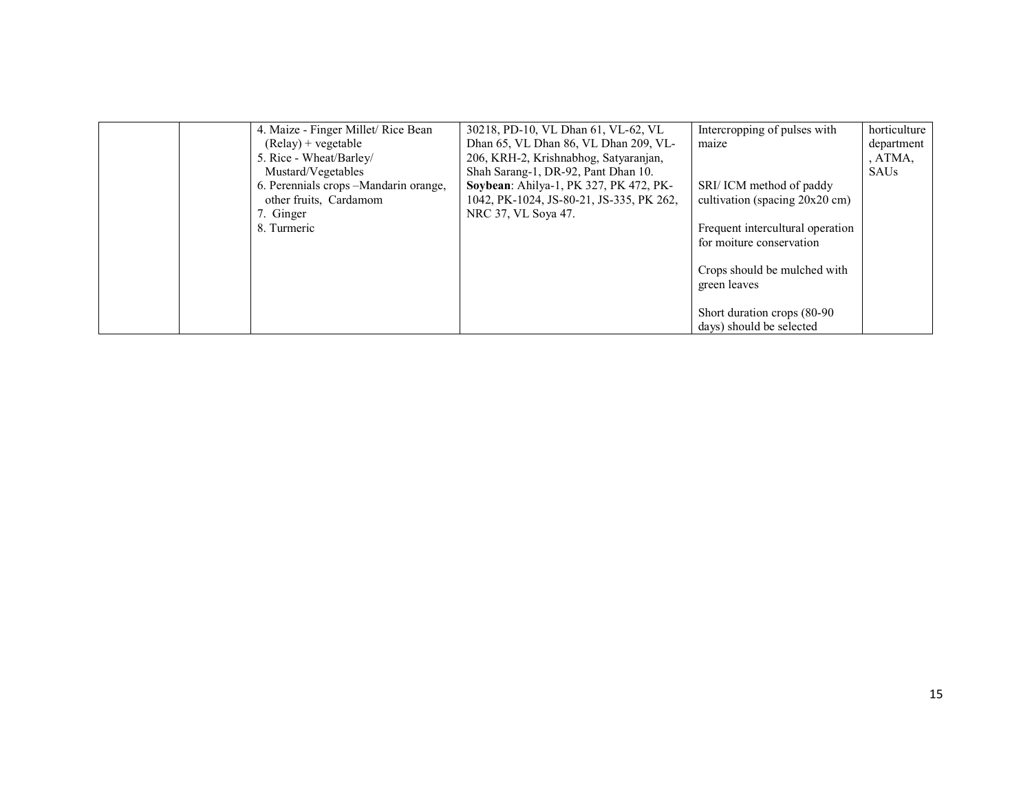|  |  |  |  |  |  |
|---|---|---|---|---|---|
|  |  | 4. Maize - Finger Millet/ Rice Bean (Relay) + vegetable<br>5. Rice - Wheat/Barley/ Mustard/Vegetables<br>6. Perennials crops –Mandarin orange, other fruits, Cardamom<br>7. Ginger<br>8. Turmeric | 30218, PD-10, VL Dhan 61, VL-62, VL Dhan 65, VL Dhan 86, VL Dhan 209, VL-206, KRH-2, Krishnabhog, Satyaranjan, Shah Sarang-1, DR-92, Pant Dhan 10.<br>**Soybean**: Ahilya-1, PK 327, PK 472, PK-1042, PK-1024, JS-80-21, JS-335, PK 262, NRC 37, VL Soya 47. | Intercropping of pulses with maize<br><br>SRI/ ICM method of paddy cultivation (spacing 20x20 cm)<br><br>Frequent intercultural operation for moiture conservation<br><br>Crops should be mulched with green leaves<br><br>Short duration crops (80-90 days) should be selected | horticulture department, ATMA, SAUs |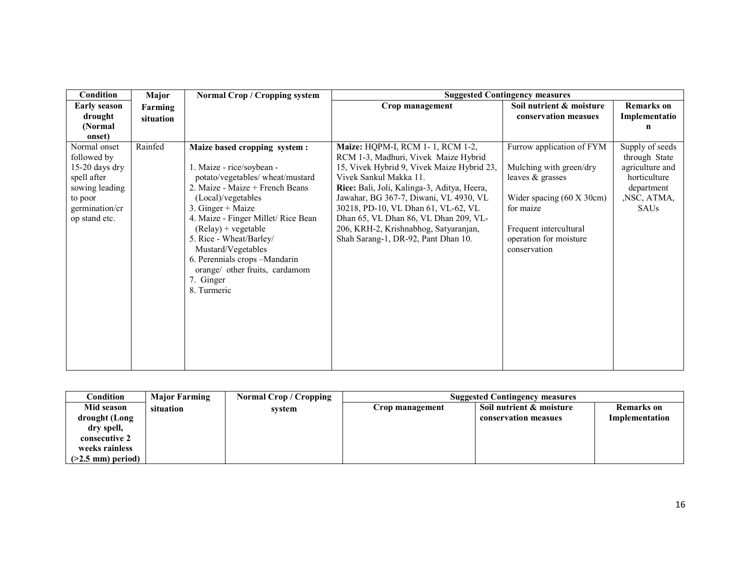| Condition | Major Farming situation | Normal Crop / Cropping system | Suggested Contingency measures | | |
|---|---|---|---|---|---|
| **Early season drought (Normal onset)** | | | **Crop management** | **Soil nutrient & moisture conservation measues** | **Remarks on Implementation** |
| Normal onset followed by 15-20 days dry spell after sowing leading to poor germination/crop stand etc. | Rainfed | **Maize based cropping system :**<br><br>1. Maize - rice/soybean - potato/vegetables/ wheat/mustard<br>2. Maize - Maize + French Beans (Local)/vegetables<br>3. Ginger + Maize<br>4. Maize - Finger Millet/ Rice Bean (Relay) + vegetable<br>5. Rice - Wheat/Barley/ Mustard/Vegetables<br>6. Perennials crops –Mandarin orange/ other fruits, cardamom<br>7. Ginger<br>8. Turmeric | **Maize:** HQPM-I, RCM 1- 1, RCM 1-2, RCM 1-3, Madhuri, Vivek Maize Hybrid 15, Vivek Hybrid 9, Vivek Maize Hybrid 23, Vivek Sankul Makka 11.<br>**Rice:** Bali, Joli, Kalinga-3, Aditya, Heera, Jawahar, BG 367-7, Diwani, VL 4930, VL 30218, PD-10, VL Dhan 61, VL-62, VL Dhan 65, VL Dhan 86, VL Dhan 209, VL-206, KRH-2, Krishnabhog, Satyaranjan, Shah Sarang-1, DR-92, Pant Dhan 10. | Furrow application of FYM<br><br>Mulching with green/dry leaves & grasses<br><br>Wider spacing (60 X 30cm) for maize<br><br>Frequent intercultural operation for moisture conservation | Supply of seeds through State agriculture and horticulture department ,NSC, ATMA, SAUs |

| Condition | Major Farming situation | Normal Crop / Cropping system | Suggested Contingency measures | | |
|---|---|---|---|---|---|
| **Mid season drought (Long dry spell, consecutive 2 weeks rainless (>2.5 mm) period)** | | | **Crop management** | **Soil nutrient & moisture conservation measues** | **Remarks on Implementation** |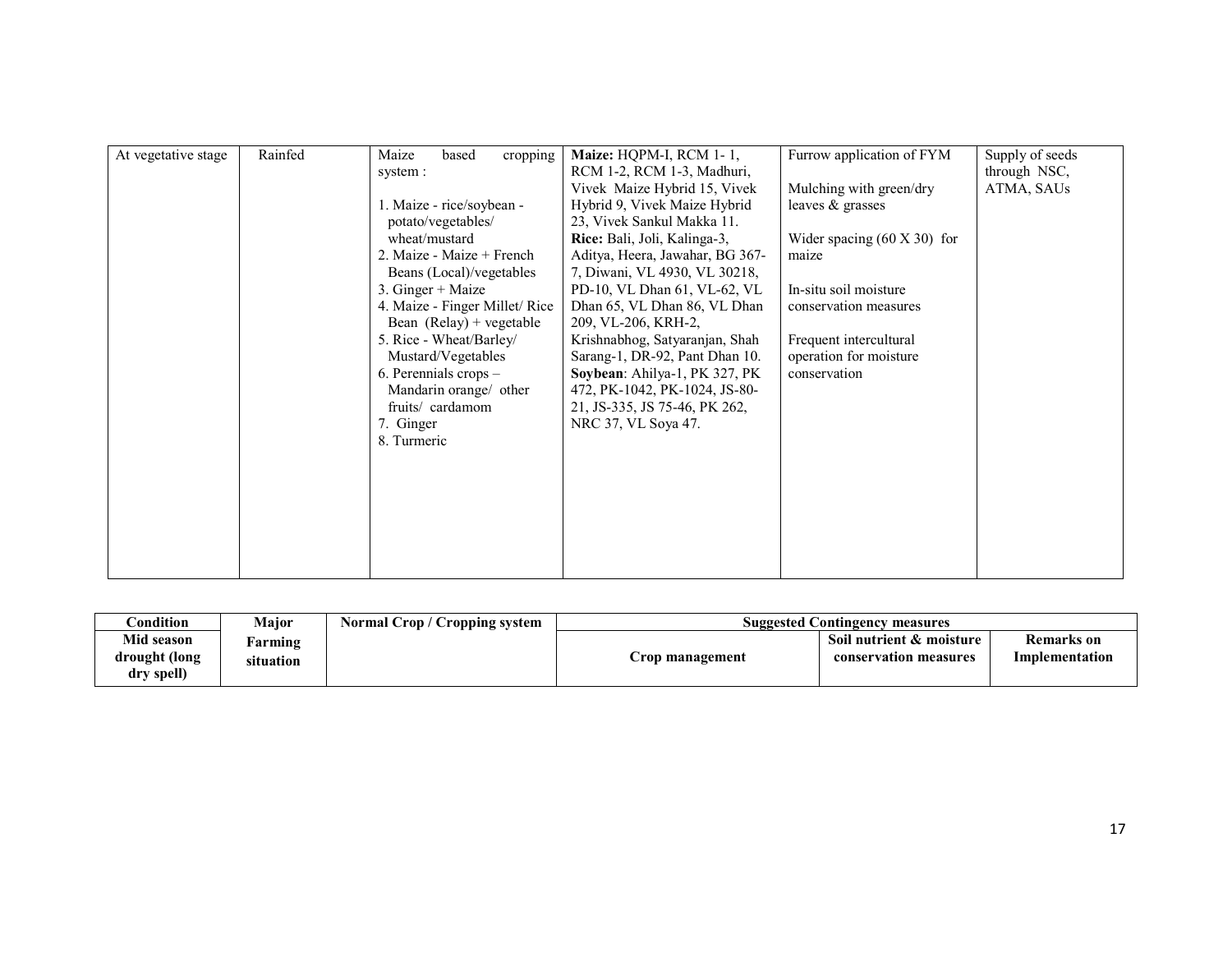| At vegetative stage | Rainfed | Maize based cropping system :<br><br>1. Maize - rice/soybean - potato/vegetables/ wheat/mustard<br>2. Maize - Maize + French Beans (Local)/vegetables<br>3. Ginger + Maize<br>4. Maize - Finger Millet/ Rice Bean (Relay) + vegetable<br>5. Rice - Wheat/Barley/ Mustard/Vegetables<br>6. Perennials crops – Mandarin orange/ other fruits/ cardamom<br>7. Ginger<br>8. Turmeric | **Maize:** HQPM-I, RCM 1- 1, RCM 1-2, RCM 1-3, Madhuri, Vivek Maize Hybrid 15, Vivek Hybrid 9, Vivek Maize Hybrid 23, Vivek Sankul Makka 11.<br>**Rice:** Bali, Joli, Kalinga-3, Aditya, Heera, Jawahar, BG 367-7, Diwani, VL 4930, VL 30218, PD-10, VL Dhan 61, VL-62, VL Dhan 65, VL Dhan 86, VL Dhan 209, VL-206, KRH-2, Krishnabhog, Satyaranjan, Shah Sarang-1, DR-92, Pant Dhan 10.<br>**Soybean**: Ahilya-1, PK 327, PK 472, PK-1042, PK-1024, JS-80-21, JS-335, JS 75-46, PK 262, NRC 37, VL Soya 47. | Furrow application of FYM<br><br>Mulching with green/dry leaves & grasses<br><br>Wider spacing (60 X 30) for maize<br><br>In-situ soil moisture conservation measures<br><br>Frequent intercultural operation for moisture conservation | Supply of seeds through NSC, ATMA, SAUs |
|---|---|---|---|---|---|

| Condition | Major | Normal Crop / Cropping system | Suggested Contingency measures | | |
|---|---|---|---|---|---|
| **Mid season drought (long dry spell)** | **Farming situation** | | **Crop management** | **Soil nutrient & moisture conservation measures** | **Remarks on Implementation** |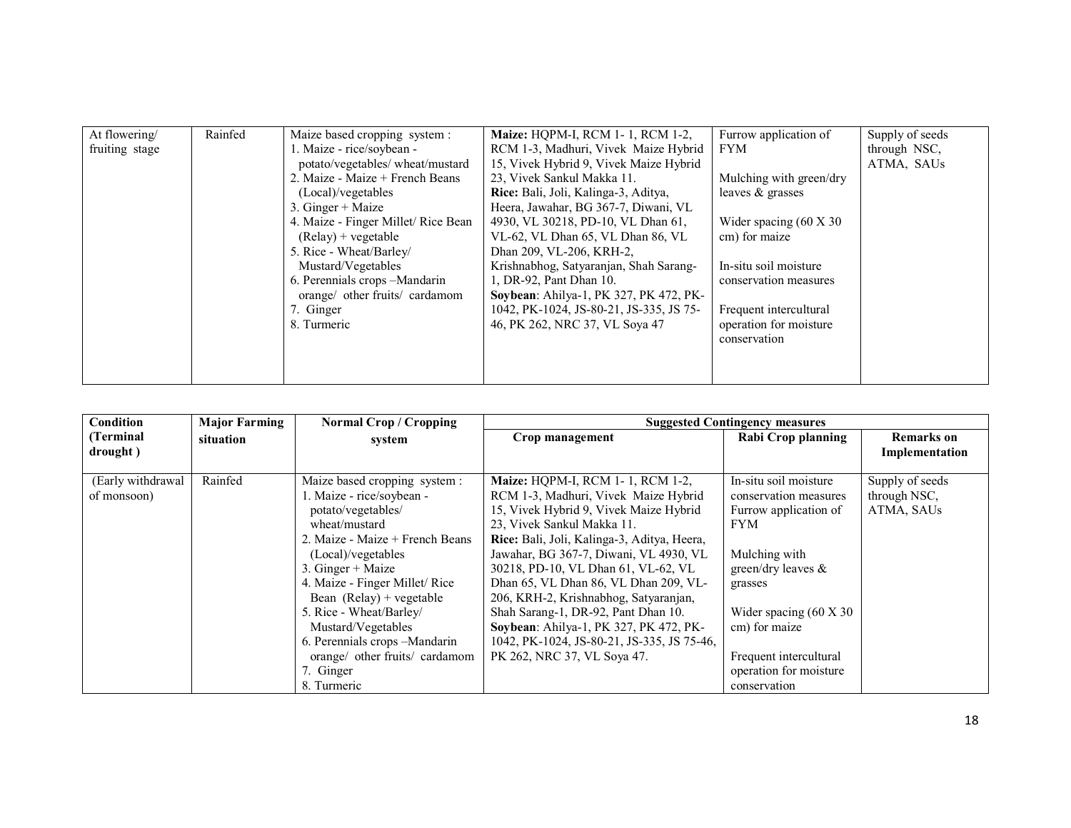| | | | | | |
|---|---|---|---|---|---|
| At flowering/ fruiting stage | Rainfed | Maize based cropping system :<br>1. Maize - rice/soybean - potato/vegetables/ wheat/mustard<br>2. Maize - Maize + French Beans (Local)/vegetables<br>3. Ginger + Maize<br>4. Maize - Finger Millet/ Rice Bean (Relay) + vegetable<br>5. Rice - Wheat/Barley/ Mustard/Vegetables<br>6. Perennials crops –Mandarin orange/ other fruits/ cardamom<br>7. Ginger<br>8. Turmeric | **Maize:** HQPM-I, RCM 1- 1, RCM 1-2, RCM 1-3, Madhuri, Vivek Maize Hybrid 15, Vivek Hybrid 9, Vivek Maize Hybrid 23, Vivek Sankul Makka 11.<br>**Rice:** Bali, Joli, Kalinga-3, Aditya, Heera, Jawahar, BG 367-7, Diwani, VL 4930, VL 30218, PD-10, VL Dhan 61, VL-62, VL Dhan 65, VL Dhan 86, VL Dhan 209, VL-206, KRH-2, Krishnabhog, Satyaranjan, Shah Sarang-1, DR-92, Pant Dhan 10.<br>**Soybean**: Ahilya-1, PK 327, PK 472, PK-1042, PK-1024, JS-80-21, JS-335, JS 75-46, PK 262, NRC 37, VL Soya 47 | Furrow application of FYM<br><br>Mulching with green/dry leaves & grasses<br><br>Wider spacing (60 X 30 cm) for maize<br><br>In-situ soil moisture conservation measures<br><br>Frequent intercultural operation for moisture conservation | Supply of seeds through NSC, ATMA, SAUs |

| Condition (Terminal drought ) | Major Farming situation | Normal Crop / Cropping system | Suggested Contingency measures | | |
|---|---|---|---|---|---|
| | | | **Crop management** | **Rabi Crop planning** | **Remarks on Implementation** |
| (Early withdrawal of monsoon) | Rainfed | Maize based cropping system :<br>1. Maize - rice/soybean - potato/vegetables/ wheat/mustard<br>2. Maize - Maize + French Beans (Local)/vegetables<br>3. Ginger + Maize<br>4. Maize - Finger Millet/ Rice Bean (Relay) + vegetable<br>5. Rice - Wheat/Barley/ Mustard/Vegetables<br>6. Perennials crops –Mandarin orange/ other fruits/ cardamom<br>7. Ginger<br>8. Turmeric | **Maize:** HQPM-I, RCM 1- 1, RCM 1-2, RCM 1-3, Madhuri, Vivek Maize Hybrid 15, Vivek Hybrid 9, Vivek Maize Hybrid 23, Vivek Sankul Makka 11.<br>**Rice:** Bali, Joli, Kalinga-3, Aditya, Heera, Jawahar, BG 367-7, Diwani, VL 4930, VL 30218, PD-10, VL Dhan 61, VL-62, VL Dhan 65, VL Dhan 86, VL Dhan 209, VL-206, KRH-2, Krishnabhog, Satyaranjan, Shah Sarang-1, DR-92, Pant Dhan 10.<br>**Soybean**: Ahilya-1, PK 327, PK 472, PK-1042, PK-1024, JS-80-21, JS-335, JS 75-46, PK 262, NRC 37, VL Soya 47. | In-situ soil moisture conservation measures Furrow application of FYM<br><br>Mulching with green/dry leaves & grasses<br><br>Wider spacing (60 X 30 cm) for maize<br><br>Frequent intercultural operation for moisture conservation | Supply of seeds through NSC, ATMA, SAUs |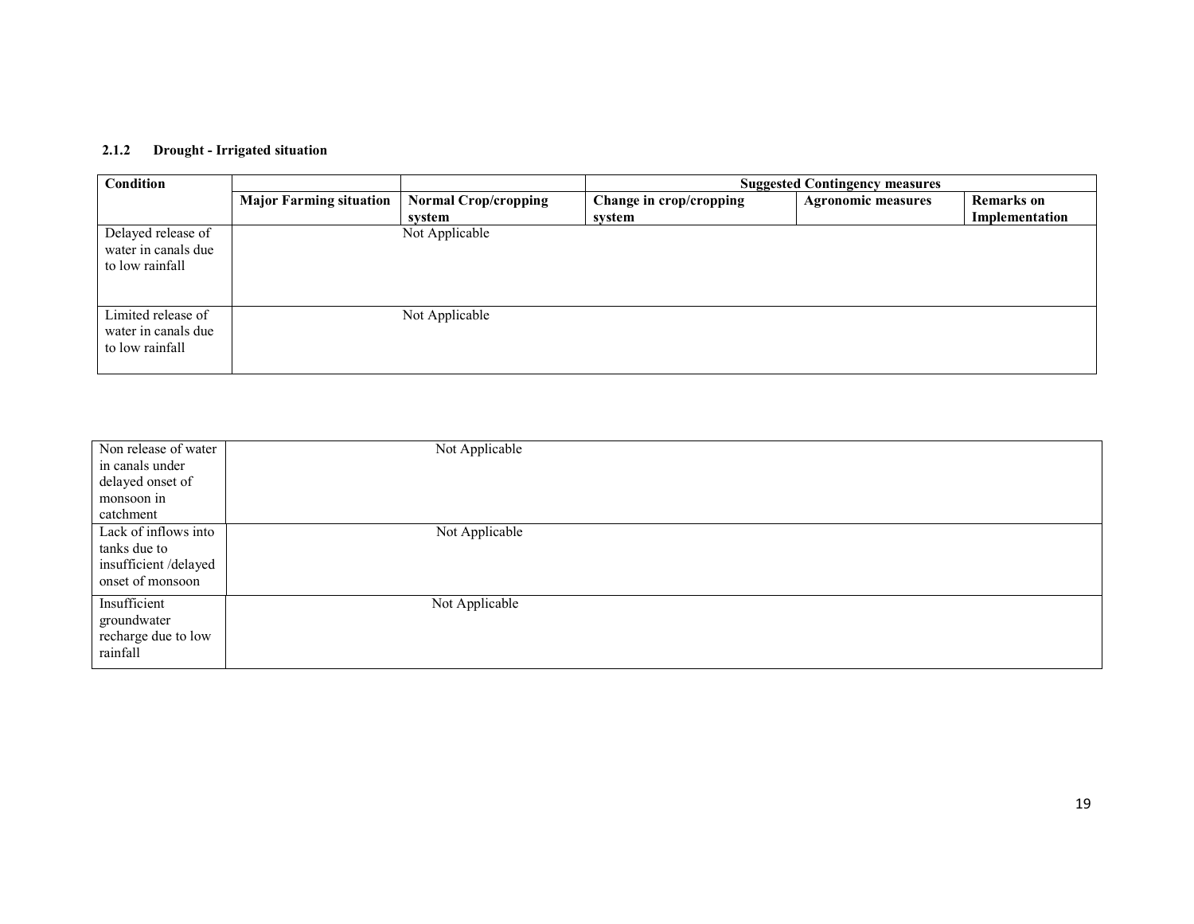### 2.1.2 Drought - Irrigated situation

| Condition | | | Suggested Contingency measures | | |
|---|---|---|---|---|---|
| | **Major Farming situation** | **Normal Crop/cropping system** | **Change in crop/cropping system** | **Agronomic measures** | **Remarks on Implementation** |
| Delayed release of water in canals due to low rainfall | | Not Applicable | | | |
| Limited release of water in canals due to low rainfall | | Not Applicable | | | |
| Non release of water in canals under delayed onset of monsoon in catchment | | Not Applicable | | | |
| Lack of inflows into tanks due to insufficient /delayed onset of monsoon | | Not Applicable | | | |
| Insufficient groundwater recharge due to low rainfall | | Not Applicable | | | |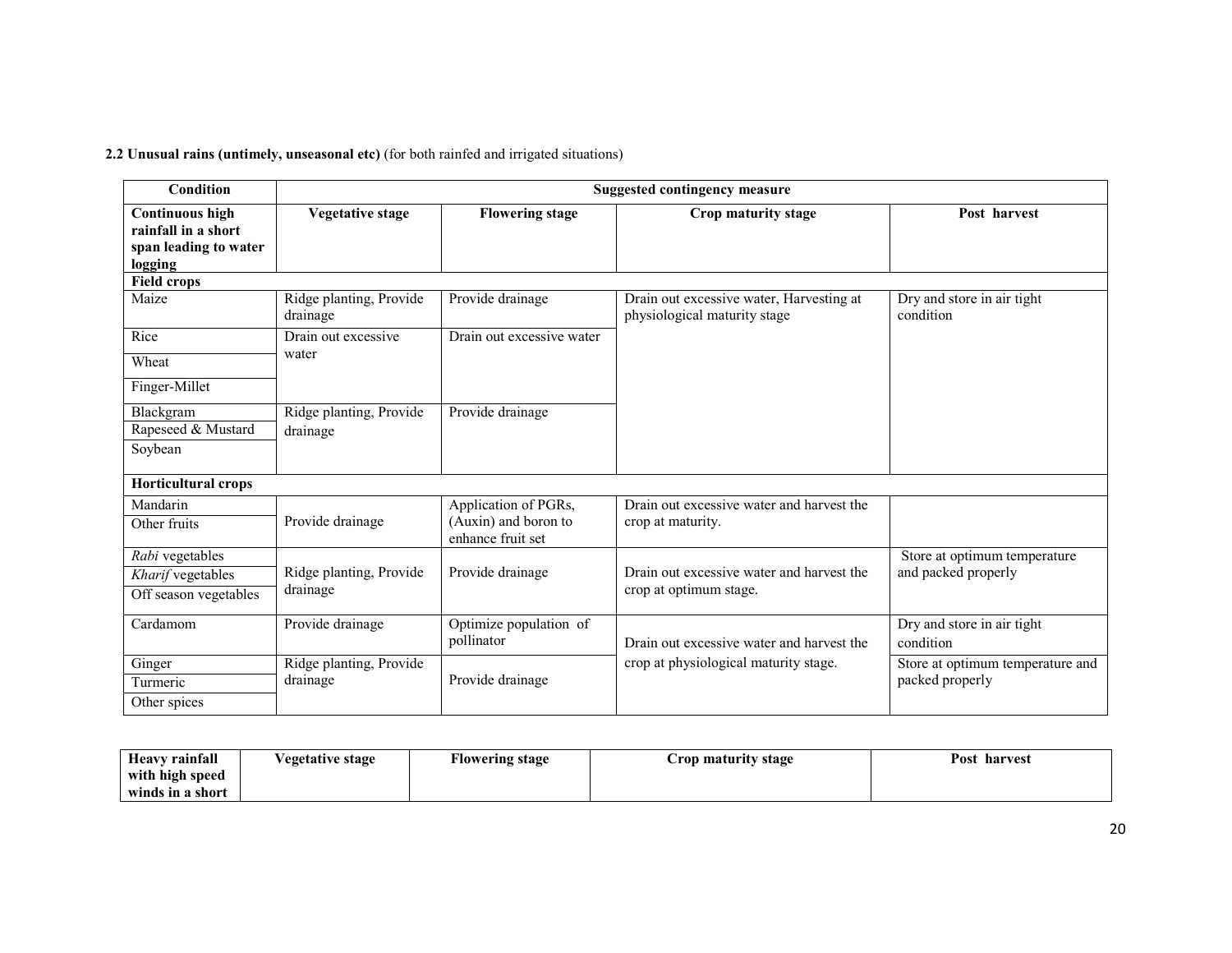**2.2 Unusual rains (untimely, unseasonal etc)** (for both rainfed and irrigated situations)

| Condition | Suggested contingency measure | | | |
|---|---|---|---|---|
| **Continuous high rainfall in a short span leading to water logging** | **Vegetative stage** | **Flowering stage** | **Crop maturity stage** | **Post harvest** |
| **Field crops** | | | | |
| Maize | Ridge planting, Provide drainage | Provide drainage | Drain out excessive water, Harvesting at physiological maturity stage | Dry and store in air tight condition |
| Rice | Drain out excessive water | Drain out excessive water | | |
| Wheat | | | | |
| Finger-Millet | | | | |
| Blackgram | Ridge planting, Provide drainage | Provide drainage | | |
| Rapeseed & Mustard | | | | |
| Soybean | | | | |
| **Horticultural crops** | | | | |
| Mandarin | Provide drainage | Application of PGRs, (Auxin) and boron to enhance fruit set | Drain out excessive water and harvest the crop at maturity. | |
| Other fruits | | | | |
| *Rabi* vegetables | Ridge planting, Provide drainage | Provide drainage | Drain out excessive water and harvest the crop at optimum stage. | Store at optimum temperature and packed properly |
| *Kharif* vegetables | | | | |
| Off season vegetables | | | | |
| Cardamom | Provide drainage | Optimize population of pollinator | Drain out excessive water and harvest the crop at physiological maturity stage. | Dry and store in air tight condition |
| Ginger | Ridge planting, Provide drainage | Provide drainage | | Store at optimum temperature and packed properly |
| Turmeric | | | | |
| Other spices | | | | |

| **Heavy rainfall with high speed winds in a short** | **Vegetative stage** | **Flowering stage** | **Crop maturity stage** | **Post harvest** |
|---|---|---|---|---|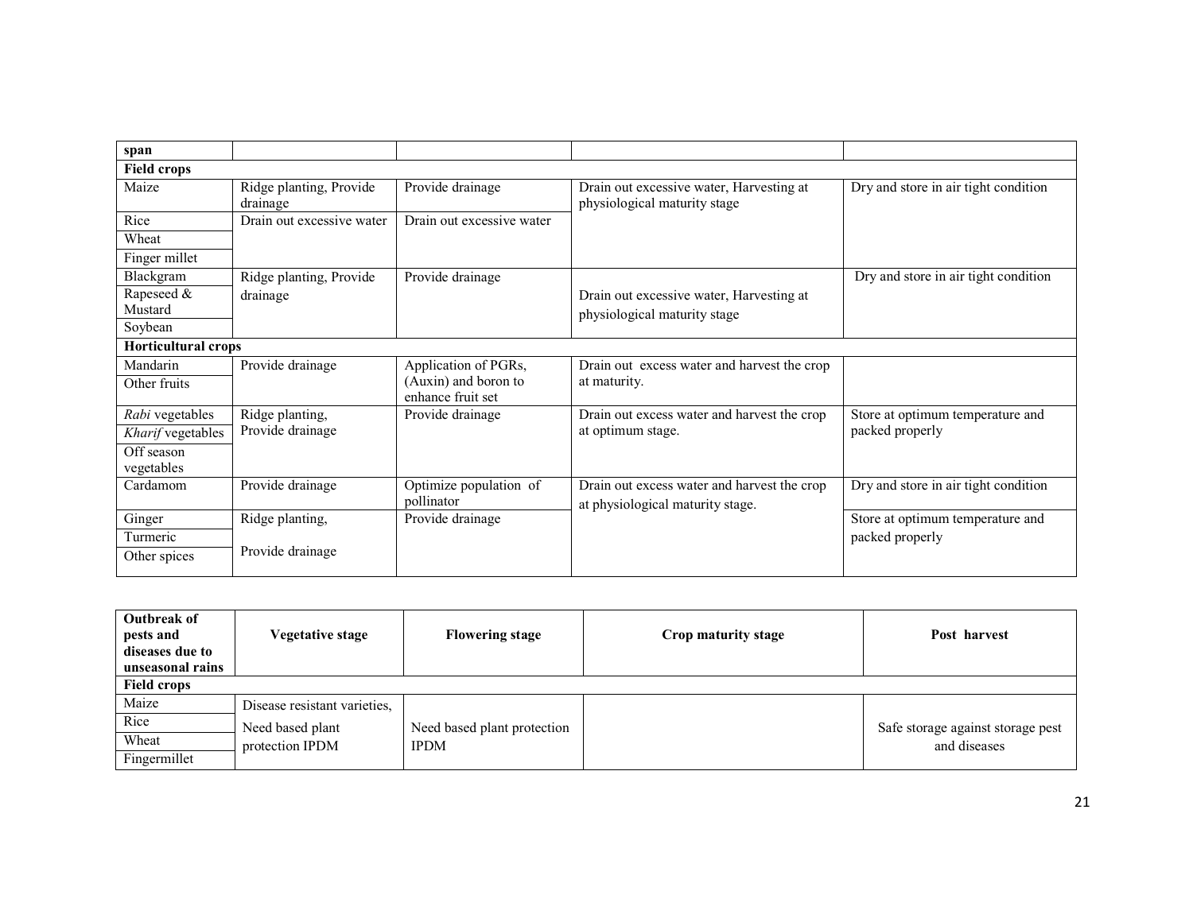| span | | | | |
|---|---|---|---|---|
| **Field crops** | | | | |
| Maize | Ridge planting, Provide drainage | Provide drainage | Drain out excessive water, Harvesting at physiological maturity stage | Dry and store in air tight condition |
| Rice | Drain out excessive water | Drain out excessive water | | |
| Wheat | | | | |
| Finger millet | | | | |
| Blackgram | Ridge planting, Provide drainage | Provide drainage | Drain out excessive water, Harvesting at physiological maturity stage | Dry and store in air tight condition |
| Rapeseed & Mustard | | | | |
| Soybean | | | | |
| **Horticultural crops** | | | | |
| Mandarin | Provide drainage | Application of PGRs, (Auxin) and boron to enhance fruit set | Drain out excess water and harvest the crop at maturity. | |
| Other fruits | | | | |
| *Rabi* vegetables | Ridge planting, Provide drainage | Provide drainage | Drain out excess water and harvest the crop at optimum stage. | Store at optimum temperature and packed properly |
| *Kharif* vegetables | | | | |
| Off season vegetables | | | | |
| Cardamom | Provide drainage | Optimize population of pollinator | Drain out excess water and harvest the crop at physiological maturity stage. | Dry and store in air tight condition |
| Ginger | Ridge planting, Provide drainage | Provide drainage | | Store at optimum temperature and packed properly |
| Turmeric | | | | |
| Other spices | | | | |

| Outbreak of pests and diseases due to unseasonal rains | Vegetative stage | Flowering stage | Crop maturity stage | Post harvest |
|---|---|---|---|---|
| **Field crops** | | | | |
| Maize | Disease resistant varieties, Need based plant protection IPDM | Need based plant protection IPDM | | Safe storage against storage pest and diseases |
| Rice | | | | |
| Wheat | | | | |
| Fingermillet | | | | |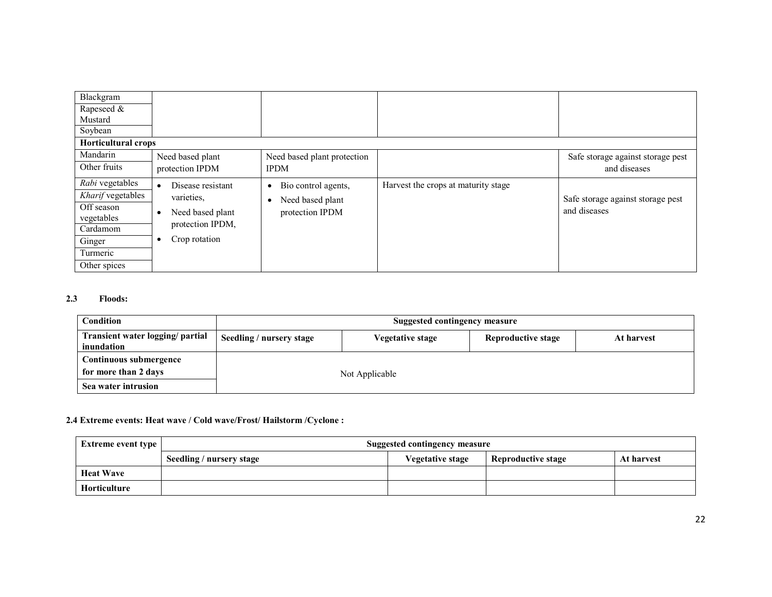| | | | | |
|---|---|---|---|---|
| Blackgram | | | | |
| Rapeseed & Mustard | | | | |
| Soybean | | | | |
| **Horticultural crops** | | | | |
| Mandarin | Need based plant protection IPDM | Need based plant protection IPDM | | Safe storage against storage pest and diseases |
| Other fruits | | | | |
| *Rabi* vegetables | • Disease resistant varieties,<br>• Need based plant protection IPDM,<br>• Crop rotation | • Bio control agents,<br>• Need based plant protection IPDM | Harvest the crops at maturity stage | Safe storage against storage pest and diseases |
| *Kharif* vegetables | | | | |
| Off season vegetables | | | | |
| Cardamom | | | | |
| Ginger | | | | |
| Turmeric | | | | |
| Other spices | | | | |

### 2.3 Floods:

| Condition | Suggested contingency measure | | | |
|---|---|---|---|---|
| **Transient water logging/ partial inundation** | **Seedling / nursery stage** | **Vegetative stage** | **Reproductive stage** | **At harvest** |
| **Continuous submergence for more than 2 days** | Not Applicable | | | |
| **Sea water intrusion** | | | | |

### 2.4 Extreme events: Heat wave / Cold wave/Frost/ Hailstorm /Cyclone :

| Extreme event type | Suggested contingency measure | | | |
|---|---|---|---|---|
| | **Seedling / nursery stage** | **Vegetative stage** | **Reproductive stage** | **At harvest** |
| **Heat Wave** | | | | |
| **Horticulture** | | | | |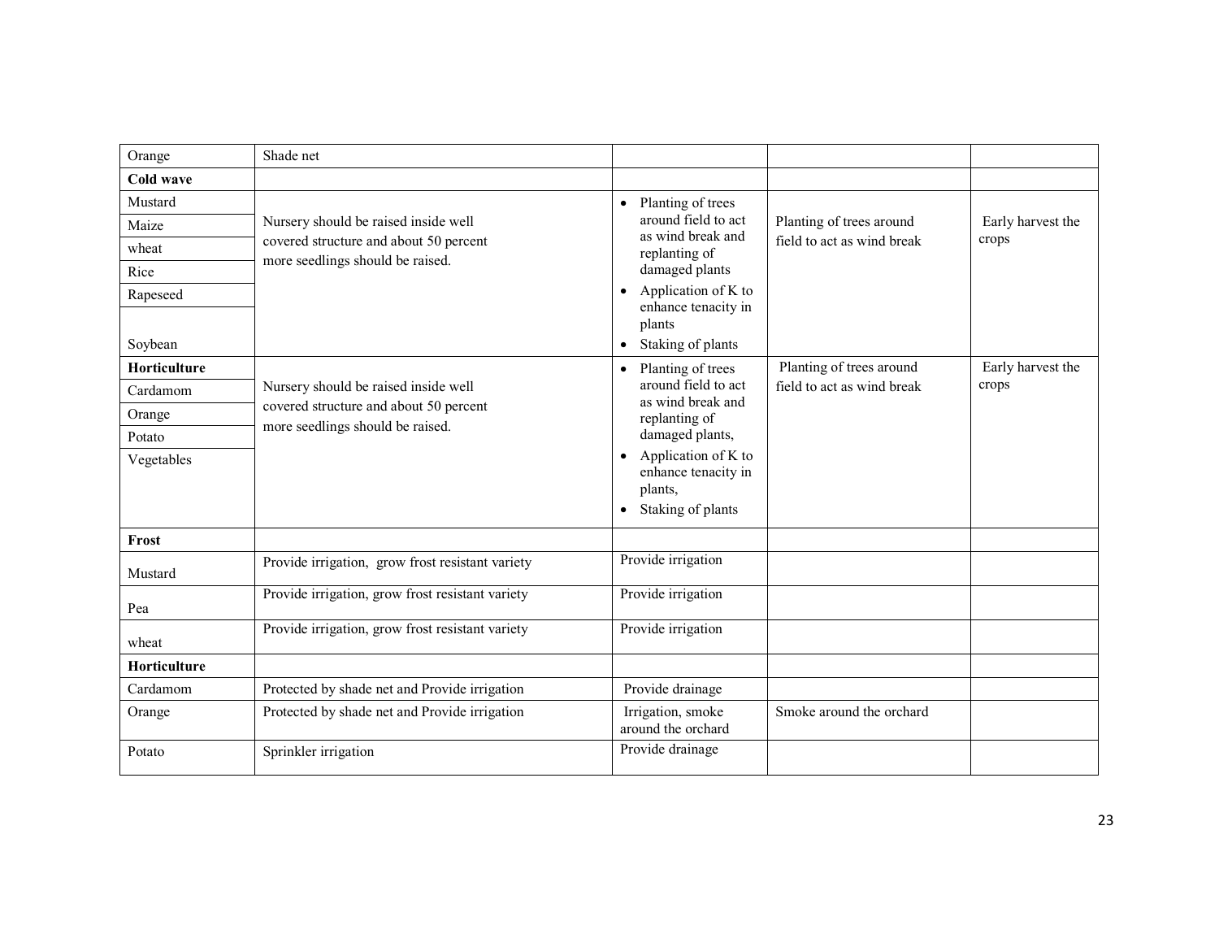| Orange | Shade net | | | |
|---|---|---|---|---|
| **Cold wave** | | | | |
| Mustard | Nursery should be raised inside well covered structure and about 50 percent more seedlings should be raised. | • Planting of trees around field to act as wind break and replanting of damaged plants<br>• Application of K to enhance tenacity in plants<br>• Staking of plants | Planting of trees around field to act as wind break | Early harvest the crops |
| Maize | | | | |
| wheat | | | | |
| Rice | | | | |
| Rapeseed | | | | |
| Soybean | | | | |
| **Horticulture** | Nursery should be raised inside well covered structure and about 50 percent more seedlings should be raised. | • Planting of trees around field to act as wind break and replanting of damaged plants,<br>• Application of K to enhance tenacity in plants,<br>• Staking of plants | Planting of trees around field to act as wind break | Early harvest the crops |
| Cardamom | | | | |
| Orange | | | | |
| Potato | | | | |
| Vegetables | | | | |
| **Frost** | | | | |
| Mustard | Provide irrigation, grow frost resistant variety | Provide irrigation | | |
| Pea | Provide irrigation, grow frost resistant variety | Provide irrigation | | |
| wheat | Provide irrigation, grow frost resistant variety | Provide irrigation | | |
| **Horticulture** | | | | |
| Cardamom | Protected by shade net and Provide irrigation | Provide drainage | | |
| Orange | Protected by shade net and Provide irrigation | Irrigation, smoke around the orchard | Smoke around the orchard | |
| Potato | Sprinkler irrigation | Provide drainage | | |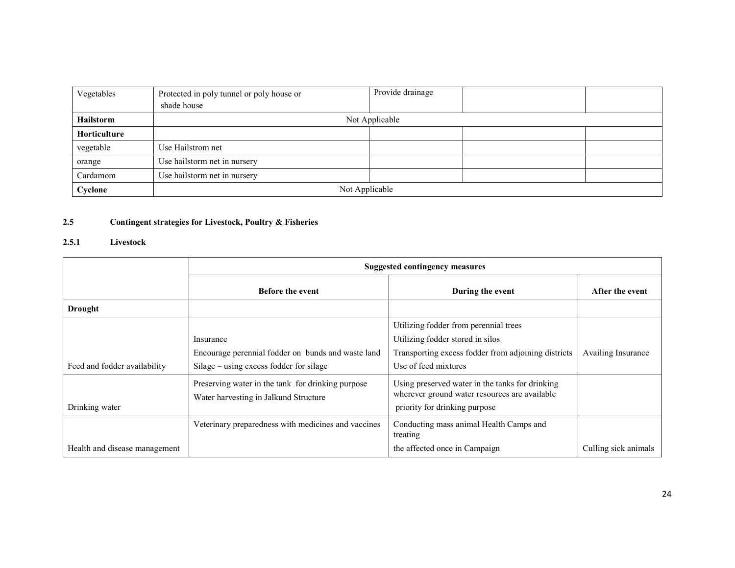| Vegetables | Protected in poly tunnel or poly house or shade house | Provide drainage | | |
|---|---|---|---|---|
| **Hailstorm** | Not Applicable | | | |
| **Horticulture** | | | | |
| vegetable | Use Hailstrom net | | | |
| orange | Use hailstorm net in nursery | | | |
| Cardamom | Use hailstorm net in nursery | | | |
| **Cyclone** | Not Applicable | | | |

## 2.5 Contingent strategies for Livestock, Poultry & Fisheries

### 2.5.1 Livestock

| | **Suggested contingency measures** | | |
|---|---|---|---|
| | **Before the event** | **During the event** | **After the event** |
| **Drought** | | | |
| Feed and fodder availability | Insurance<br>Encourage perennial fodder on bunds and waste land<br>Silage – using excess fodder for silage | Utilizing fodder from perennial trees<br>Utilizing fodder stored in silos<br>Transporting excess fodder from adjoining districts<br>Use of feed mixtures | Availing Insurance |
| Drinking water | Preserving water in the tank for drinking purpose<br>Water harvesting in Jalkund Structure | Using preserved water in the tanks for drinking wherever ground water resources are available<br>priority for drinking purpose | |
| Health and disease management | Veterinary preparedness with medicines and vaccines | Conducting mass animal Health Camps and treating<br>the affected once in Campaign | Culling sick animals |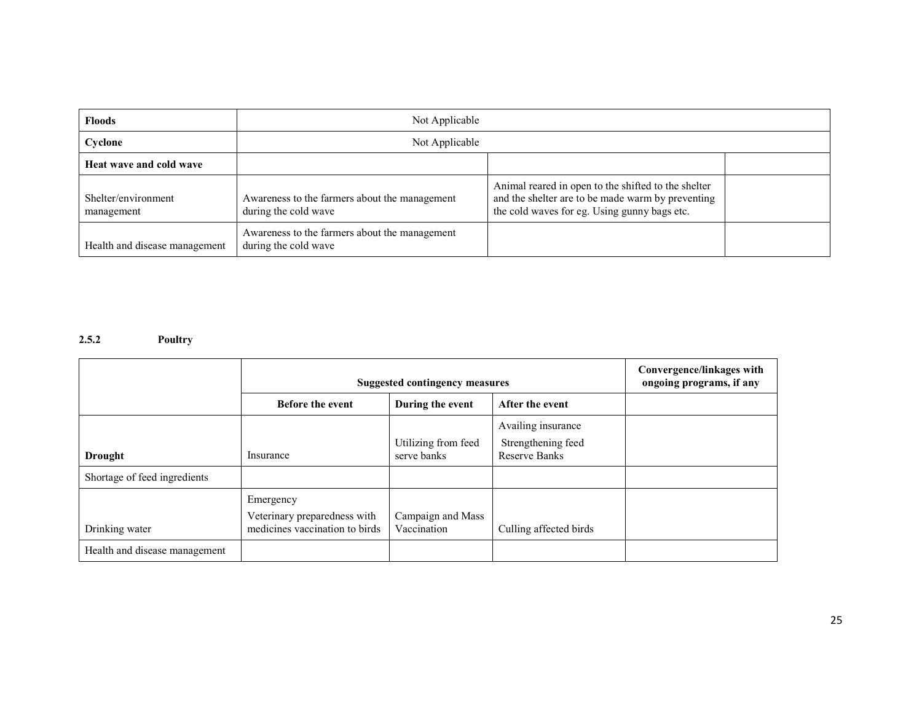| Floods | Not Applicable | | |
|---|---|---|---|
| **Cyclone** | Not Applicable | | |
| **Heat wave and cold wave** | | | |
| Shelter/environment management | Awareness to the farmers about the management during the cold wave | Animal reared in open to the shifted to the shelter and the shelter are to be made warm by preventing the cold waves for eg. Using gunny bags etc. | |
| Health and disease management | Awareness to the farmers about the management during the cold wave | | |

### 2.5.2 Poultry

| | **Suggested contingency measures** | | | **Convergence/linkages with ongoing programs, if any** |
|---|---|---|---|---|
| | **Before the event** | **During the event** | **After the event** | |
| **Drought** | Insurance | Utilizing from feed serve banks | Availing insurance<br>Strengthening feed Reserve Banks | |
| Shortage of feed ingredients | | | | |
| Drinking water | Emergency<br>Veterinary preparedness with medicines vaccination to birds | Campaign and Mass Vaccination | Culling affected birds | |
| Health and disease management | | | | |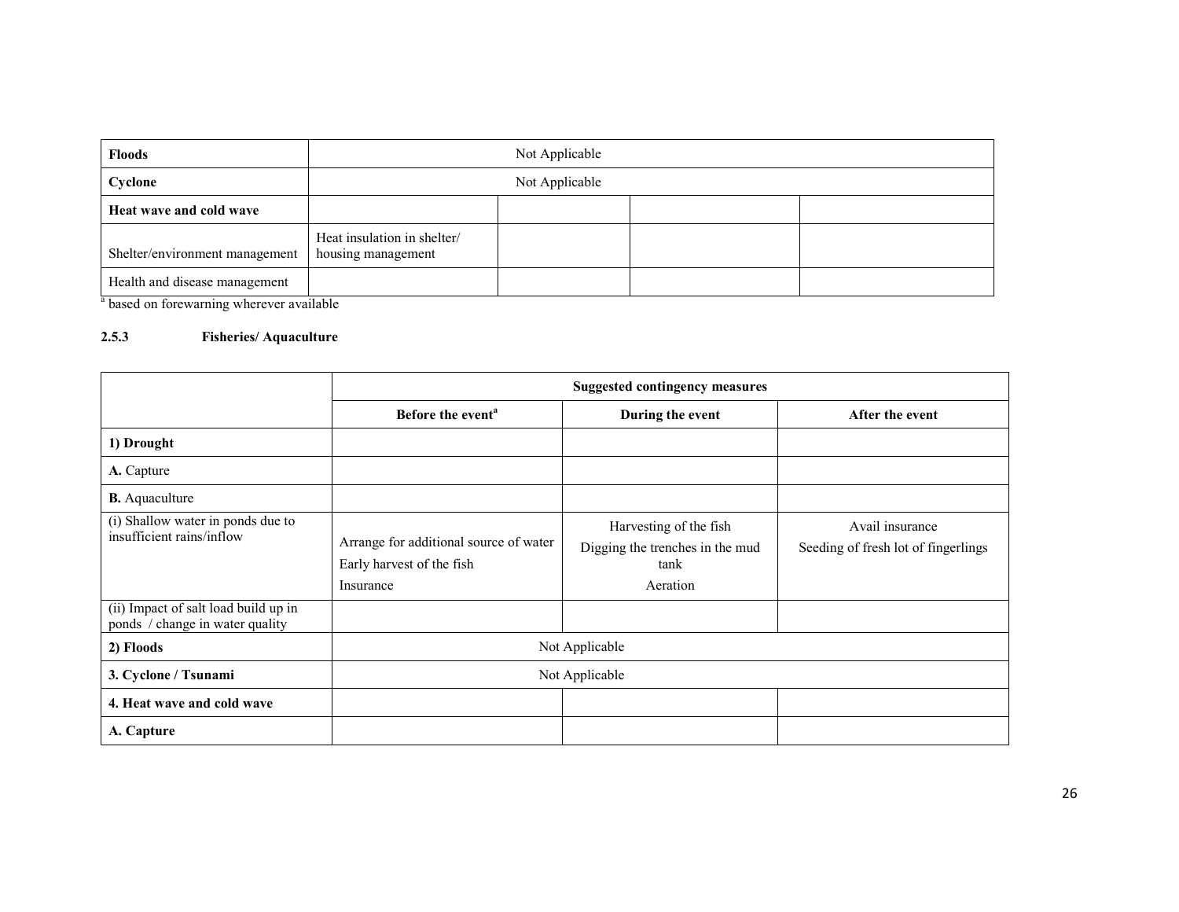| Floods | Not Applicable | | | |
|---|---|---|---|---|
| Cyclone | Not Applicable | | | |
| Heat wave and cold wave | | | | |
| Shelter/environment management | Heat insulation in shelter/ housing management | | | |
| Health and disease management | | | | |

[a] based on forewarning wherever available

### 2.5.3 Fisheries/ Aquaculture

| | Suggested contingency measures | | |
|---|---|---|---|
| | Before the event[a] | During the event | After the event |
| 1) Drought | | | |
| A. Capture | | | |
| B. Aquaculture | | | |
| (i) Shallow water in ponds due to insufficient rains/inflow | Arrange for additional source of water<br>Early harvest of the fish<br>Insurance | Harvesting of the fish<br>Digging the trenches in the mud tank<br>Aeration | Avail insurance<br>Seeding of fresh lot of fingerlings |
| (ii) Impact of salt load build up in ponds / change in water quality | | | |
| 2) Floods | Not Applicable | | |
| 3. Cyclone / Tsunami | Not Applicable | | |
| 4. Heat wave and cold wave | | | |
| A. Capture | | | |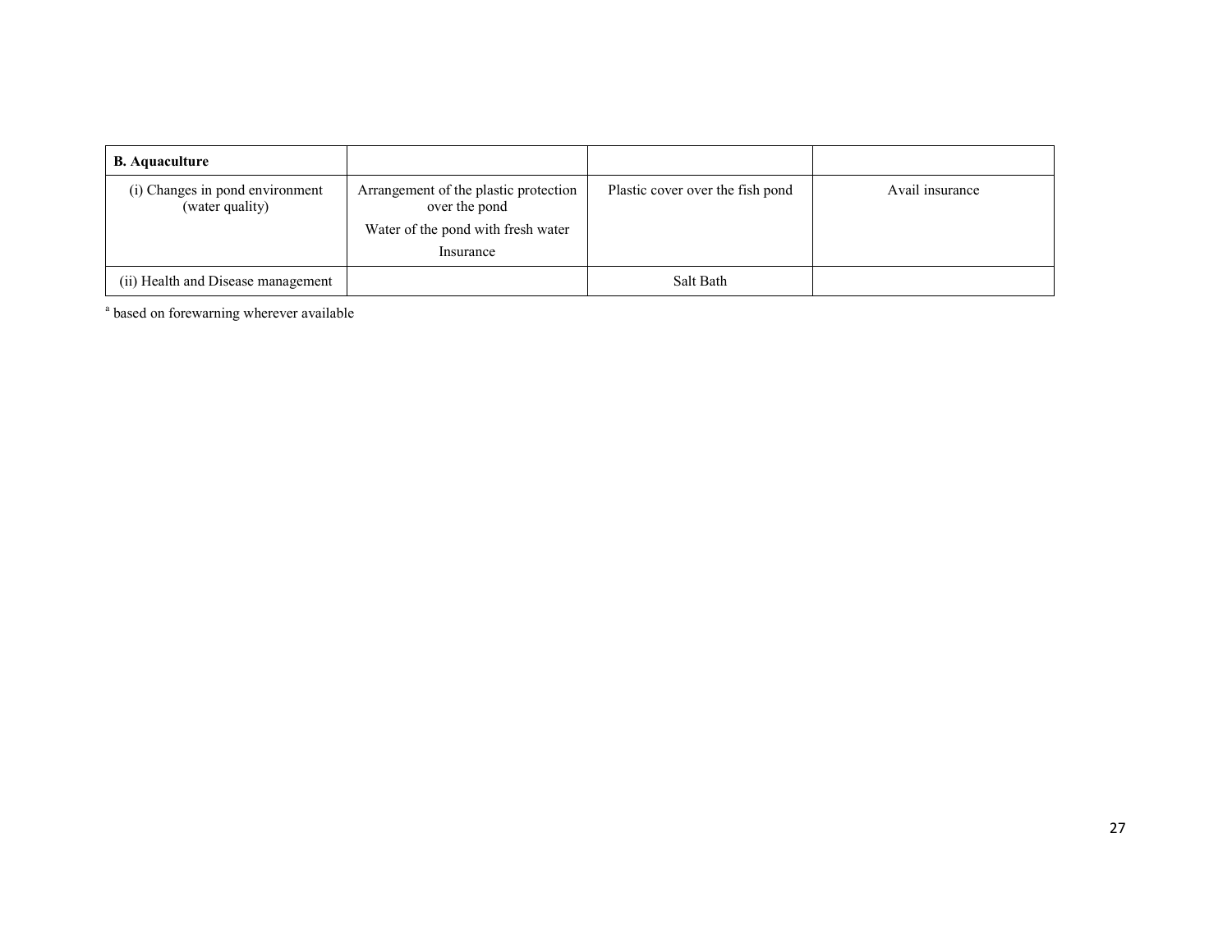| | | | |
|---|---|---|---|
| **B. Aquaculture** | | | |
| (i) Changes in pond environment (water quality) | Arrangement of the plastic protection over the pond<br>Water of the pond with fresh water<br>Insurance | Plastic cover over the fish pond | Avail insurance |
| (ii) Health and Disease management | | Salt Bath | |

[a] based on forewarning wherever available